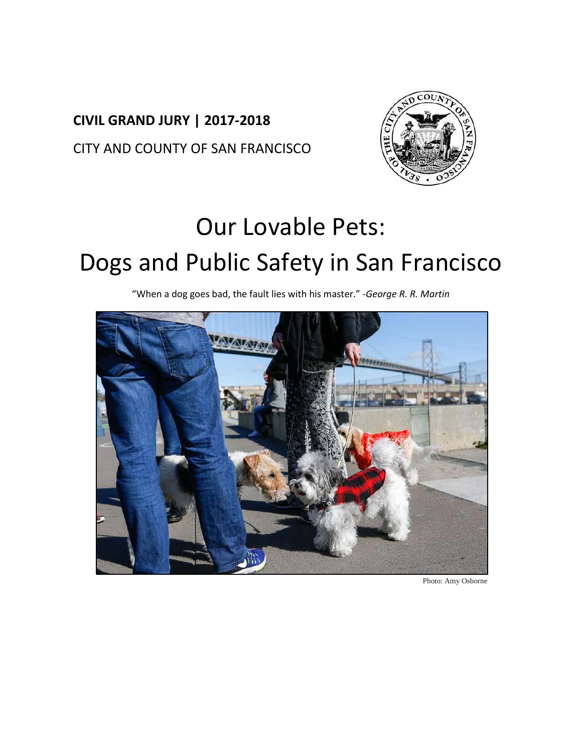**CIVIL GRAND JURY | 2017-2018**

CITY AND COUNTY OF SAN FRANCISCO

# Our Lovable Pets: Dogs and Public Safety in San Francisco

"When a dog goes bad, the fault lies with his master." -*George R. R. Martin*

Photo: Amy Osborne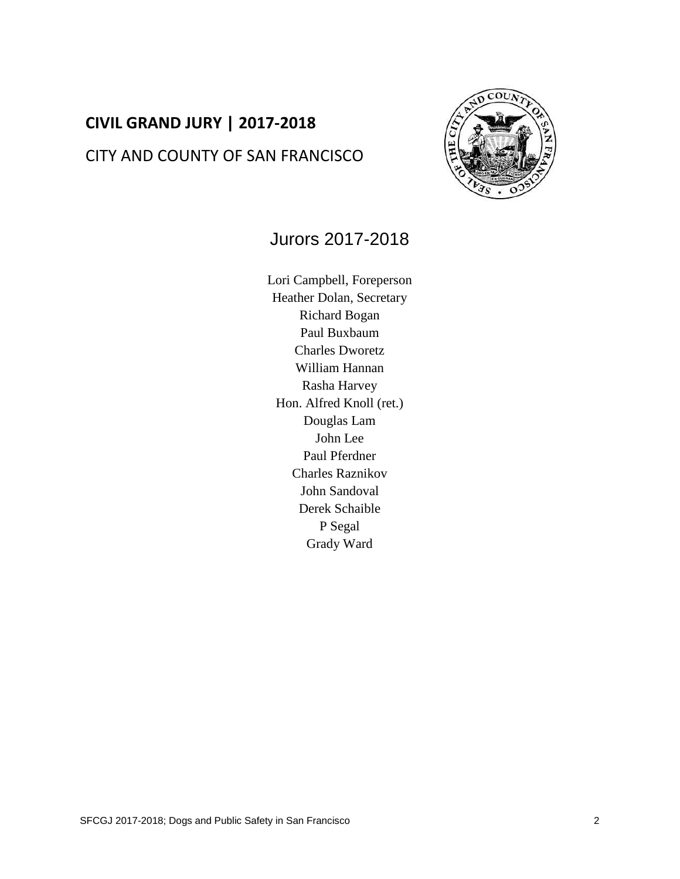**CIVIL GRAND JURY | 2017-2018**

CITY AND COUNTY OF SAN FRANCISCO

## Jurors 2017-2018

Lori Campbell, Foreperson
Heather Dolan, Secretary
Richard Bogan
Paul Buxbaum
Charles Dworetz
William Hannan
Rasha Harvey
Hon. Alfred Knoll (ret.)
Douglas Lam
John Lee
Paul Pferdner
Charles Raznikov
John Sandoval
Derek Schaible
P Segal
Grady Ward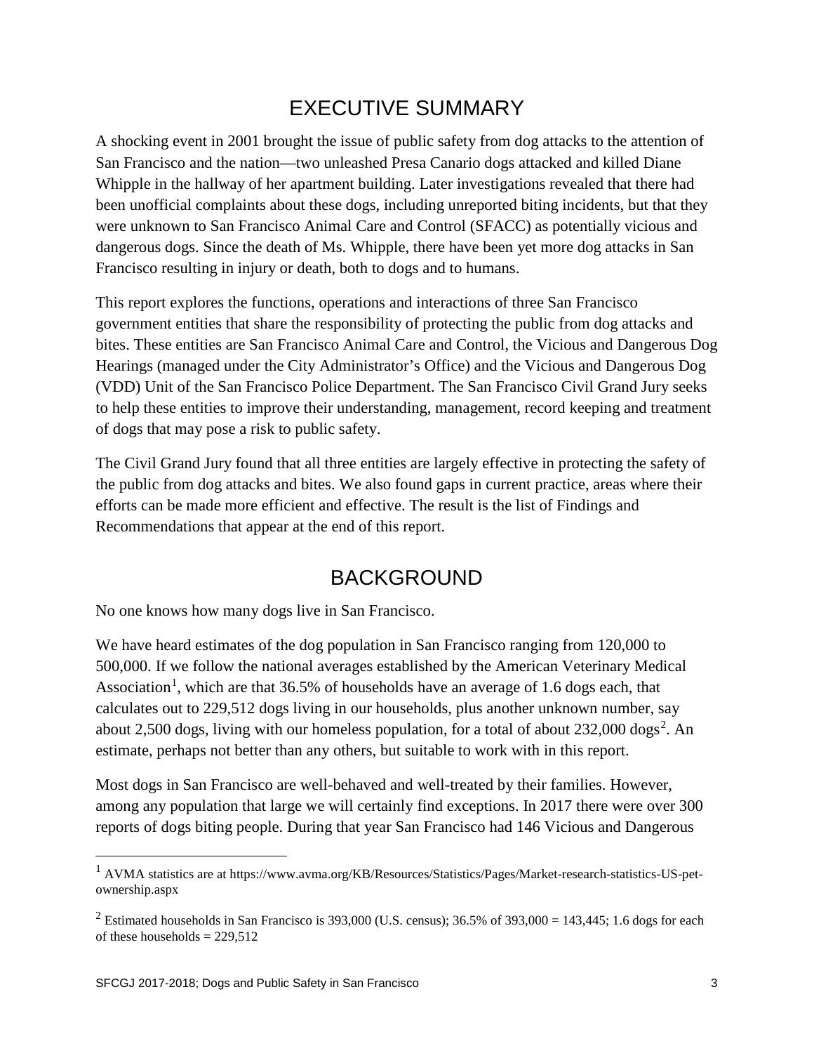# EXECUTIVE SUMMARY

A shocking event in 2001 brought the issue of public safety from dog attacks to the attention of San Francisco and the nation—two unleashed Presa Canario dogs attacked and killed Diane Whipple in the hallway of her apartment building. Later investigations revealed that there had been unofficial complaints about these dogs, including unreported biting incidents, but that they were unknown to San Francisco Animal Care and Control (SFACC) as potentially vicious and dangerous dogs. Since the death of Ms. Whipple, there have been yet more dog attacks in San Francisco resulting in injury or death, both to dogs and to humans.

This report explores the functions, operations and interactions of three San Francisco government entities that share the responsibility of protecting the public from dog attacks and bites. These entities are San Francisco Animal Care and Control, the Vicious and Dangerous Dog Hearings (managed under the City Administrator's Office) and the Vicious and Dangerous Dog (VDD) Unit of the San Francisco Police Department. The San Francisco Civil Grand Jury seeks to help these entities to improve their understanding, management, record keeping and treatment of dogs that may pose a risk to public safety.

The Civil Grand Jury found that all three entities are largely effective in protecting the safety of the public from dog attacks and bites. We also found gaps in current practice, areas where their efforts can be made more efficient and effective. The result is the list of Findings and Recommendations that appear at the end of this report.

# BACKGROUND

No one knows how many dogs live in San Francisco.

We have heard estimates of the dog population in San Francisco ranging from 120,000 to 500,000. If we follow the national averages established by the American Veterinary Medical Association[1], which are that 36.5% of households have an average of 1.6 dogs each, that calculates out to 229,512 dogs living in our households, plus another unknown number, say about 2,500 dogs, living with our homeless population, for a total of about 232,000 dogs[2]. An estimate, perhaps not better than any others, but suitable to work with in this report.

Most dogs in San Francisco are well-behaved and well-treated by their families. However, among any population that large we will certainly find exceptions. In 2017 there were over 300 reports of dogs biting people. During that year San Francisco had 146 Vicious and Dangerous

---

[1] AVMA statistics are at https://www.avma.org/KB/Resources/Statistics/Pages/Market-research-statistics-US-pet-ownership.aspx

[2] Estimated households in San Francisco is 393,000 (U.S. census); 36.5% of 393,000 = 143,445; 1.6 dogs for each of these households = 229,512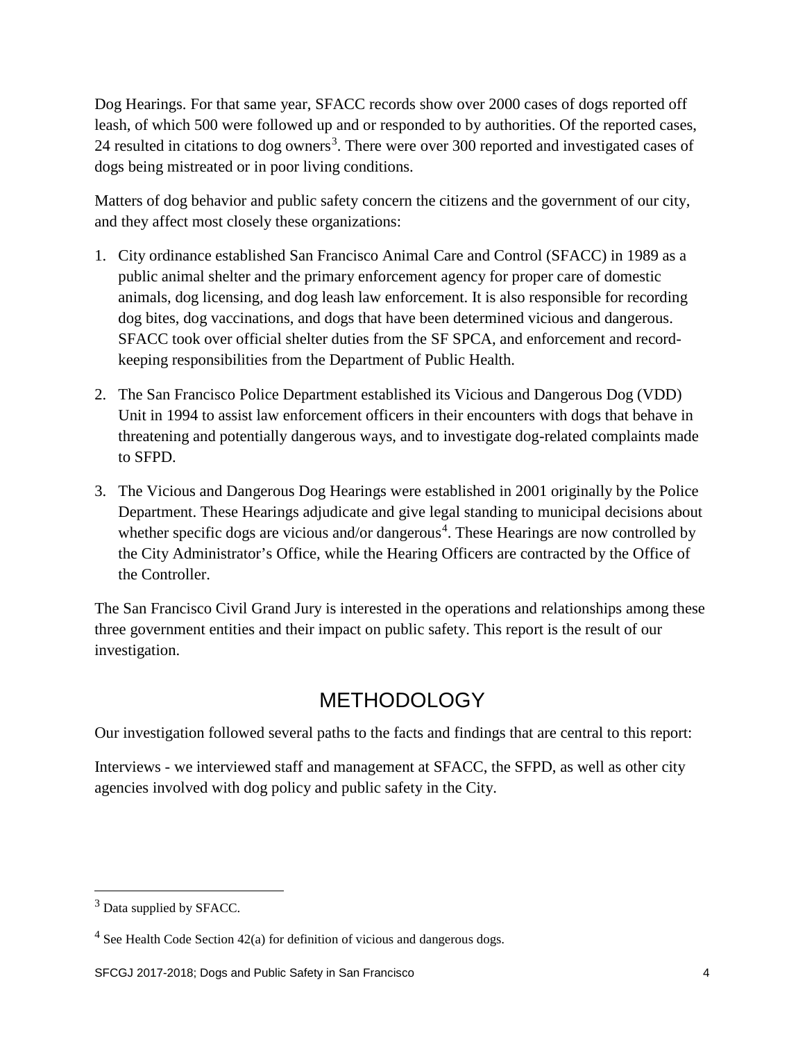Dog Hearings. For that same year, SFACC records show over 2000 cases of dogs reported off leash, of which 500 were followed up and or responded to by authorities. Of the reported cases, 24 resulted in citations to dog owners[3]. There were over 300 reported and investigated cases of dogs being mistreated or in poor living conditions.

Matters of dog behavior and public safety concern the citizens and the government of our city, and they affect most closely these organizations:

1. City ordinance established San Francisco Animal Care and Control (SFACC) in 1989 as a public animal shelter and the primary enforcement agency for proper care of domestic animals, dog licensing, and dog leash law enforcement. It is also responsible for recording dog bites, dog vaccinations, and dogs that have been determined vicious and dangerous. SFACC took over official shelter duties from the SF SPCA, and enforcement and record-keeping responsibilities from the Department of Public Health.

2. The San Francisco Police Department established its Vicious and Dangerous Dog (VDD) Unit in 1994 to assist law enforcement officers in their encounters with dogs that behave in threatening and potentially dangerous ways, and to investigate dog-related complaints made to SFPD.

3. The Vicious and Dangerous Dog Hearings were established in 2001 originally by the Police Department. These Hearings adjudicate and give legal standing to municipal decisions about whether specific dogs are vicious and/or dangerous[4]. These Hearings are now controlled by the City Administrator's Office, while the Hearing Officers are contracted by the Office of the Controller.

The San Francisco Civil Grand Jury is interested in the operations and relationships among these three government entities and their impact on public safety. This report is the result of our investigation.

# METHODOLOGY

Our investigation followed several paths to the facts and findings that are central to this report:

Interviews - we interviewed staff and management at SFACC, the SFPD, as well as other city agencies involved with dog policy and public safety in the City.

---

[3] Data supplied by SFACC.

[4] See Health Code Section 42(a) for definition of vicious and dangerous dogs.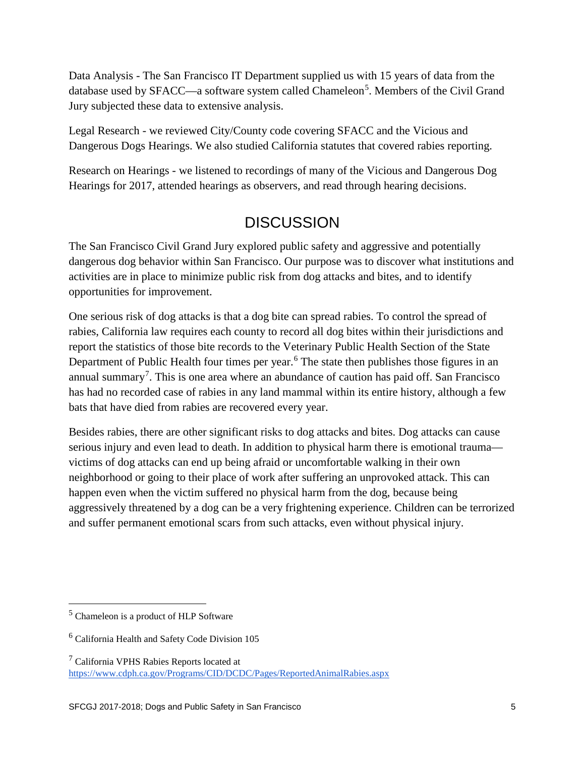Data Analysis - The San Francisco IT Department supplied us with 15 years of data from the database used by SFACC—a software system called Chameleon[5]. Members of the Civil Grand Jury subjected these data to extensive analysis.

Legal Research - we reviewed City/County code covering SFACC and the Vicious and Dangerous Dogs Hearings. We also studied California statutes that covered rabies reporting.

Research on Hearings - we listened to recordings of many of the Vicious and Dangerous Dog Hearings for 2017, attended hearings as observers, and read through hearing decisions.

## DISCUSSION

The San Francisco Civil Grand Jury explored public safety and aggressive and potentially dangerous dog behavior within San Francisco. Our purpose was to discover what institutions and activities are in place to minimize public risk from dog attacks and bites, and to identify opportunities for improvement.

One serious risk of dog attacks is that a dog bite can spread rabies. To control the spread of rabies, California law requires each county to record all dog bites within their jurisdictions and report the statistics of those bite records to the Veterinary Public Health Section of the State Department of Public Health four times per year.[6] The state then publishes those figures in an annual summary[7]. This is one area where an abundance of caution has paid off. San Francisco has had no recorded case of rabies in any land mammal within its entire history, although a few bats that have died from rabies are recovered every year.

Besides rabies, there are other significant risks to dog attacks and bites. Dog attacks can cause serious injury and even lead to death. In addition to physical harm there is emotional trauma—victims of dog attacks can end up being afraid or uncomfortable walking in their own neighborhood or going to their place of work after suffering an unprovoked attack. This can happen even when the victim suffered no physical harm from the dog, because being aggressively threatened by a dog can be a very frightening experience. Children can be terrorized and suffer permanent emotional scars from such attacks, even without physical injury.

---

[5] Chameleon is a product of HLP Software

[6] California Health and Safety Code Division 105

[7] California VPHS Rabies Reports located at https://www.cdph.ca.gov/Programs/CID/DCDC/Pages/ReportedAnimalRabies.aspx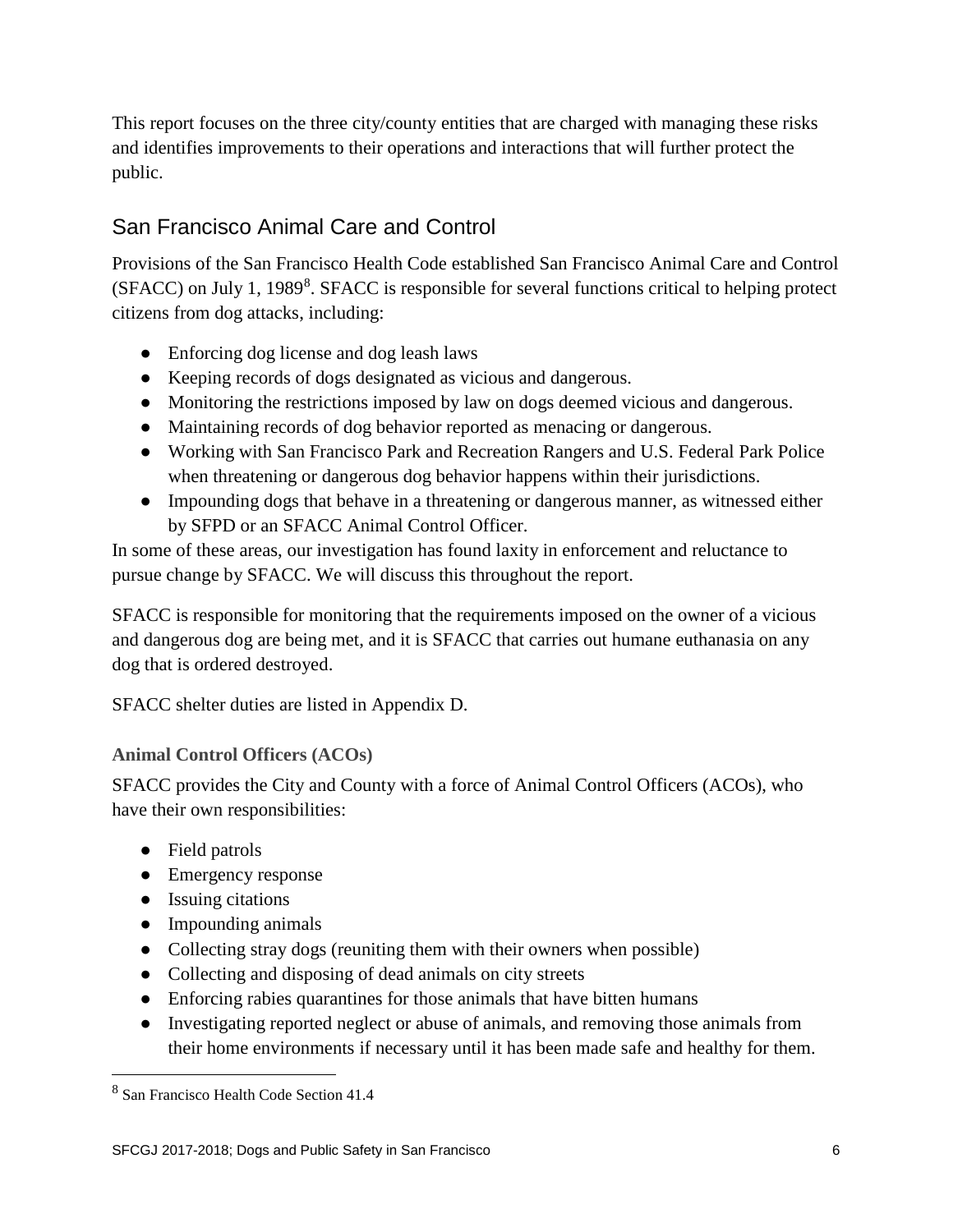This report focuses on the three city/county entities that are charged with managing these risks and identifies improvements to their operations and interactions that will further protect the public.

## San Francisco Animal Care and Control

Provisions of the San Francisco Health Code established San Francisco Animal Care and Control (SFACC) on July 1, 1989[8]. SFACC is responsible for several functions critical to helping protect citizens from dog attacks, including:

- Enforcing dog license and dog leash laws
- Keeping records of dogs designated as vicious and dangerous.
- Monitoring the restrictions imposed by law on dogs deemed vicious and dangerous.
- Maintaining records of dog behavior reported as menacing or dangerous.
- Working with San Francisco Park and Recreation Rangers and U.S. Federal Park Police when threatening or dangerous dog behavior happens within their jurisdictions.
- Impounding dogs that behave in a threatening or dangerous manner, as witnessed either by SFPD or an SFACC Animal Control Officer.

In some of these areas, our investigation has found laxity in enforcement and reluctance to pursue change by SFACC. We will discuss this throughout the report.

SFACC is responsible for monitoring that the requirements imposed on the owner of a vicious and dangerous dog are being met, and it is SFACC that carries out humane euthanasia on any dog that is ordered destroyed.

SFACC shelter duties are listed in Appendix D.

### Animal Control Officers (ACOs)

SFACC provides the City and County with a force of Animal Control Officers (ACOs), who have their own responsibilities:

- Field patrols
- Emergency response
- Issuing citations
- Impounding animals
- Collecting stray dogs (reuniting them with their owners when possible)
- Collecting and disposing of dead animals on city streets
- Enforcing rabies quarantines for those animals that have bitten humans
- Investigating reported neglect or abuse of animals, and removing those animals from their home environments if necessary until it has been made safe and healthy for them.

[8] San Francisco Health Code Section 41.4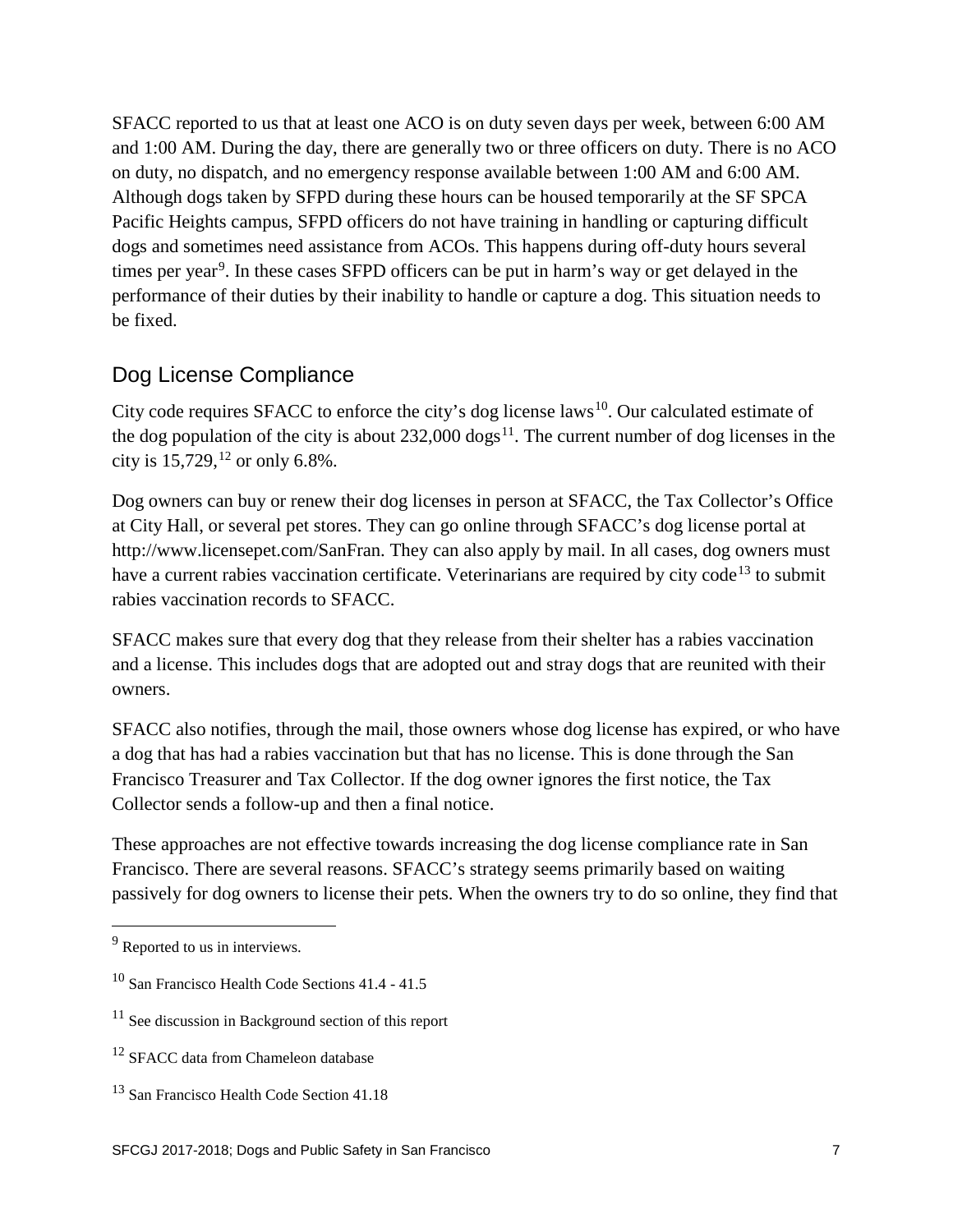SFACC reported to us that at least one ACO is on duty seven days per week, between 6:00 AM and 1:00 AM. During the day, there are generally two or three officers on duty. There is no ACO on duty, no dispatch, and no emergency response available between 1:00 AM and 6:00 AM. Although dogs taken by SFPD during these hours can be housed temporarily at the SF SPCA Pacific Heights campus, SFPD officers do not have training in handling or capturing difficult dogs and sometimes need assistance from ACOs. This happens during off-duty hours several times per year[9]. In these cases SFPD officers can be put in harm's way or get delayed in the performance of their duties by their inability to handle or capture a dog. This situation needs to be fixed.

## Dog License Compliance

City code requires SFACC to enforce the city's dog license laws[10]. Our calculated estimate of the dog population of the city is about 232,000 dogs[11]. The current number of dog licenses in the city is 15,729,[12] or only 6.8%.

Dog owners can buy or renew their dog licenses in person at SFACC, the Tax Collector's Office at City Hall, or several pet stores. They can go online through SFACC's dog license portal at http://www.licensepet.com/SanFran. They can also apply by mail. In all cases, dog owners must have a current rabies vaccination certificate. Veterinarians are required by city code[13] to submit rabies vaccination records to SFACC.

SFACC makes sure that every dog that they release from their shelter has a rabies vaccination and a license. This includes dogs that are adopted out and stray dogs that are reunited with their owners.

SFACC also notifies, through the mail, those owners whose dog license has expired, or who have a dog that has had a rabies vaccination but that has no license. This is done through the San Francisco Treasurer and Tax Collector. If the dog owner ignores the first notice, the Tax Collector sends a follow-up and then a final notice.

These approaches are not effective towards increasing the dog license compliance rate in San Francisco. There are several reasons. SFACC's strategy seems primarily based on waiting passively for dog owners to license their pets. When the owners try to do so online, they find that

---

[9] Reported to us in interviews.

[10] San Francisco Health Code Sections 41.4 - 41.5

[11] See discussion in Background section of this report

[12] SFACC data from Chameleon database

[13] San Francisco Health Code Section 41.18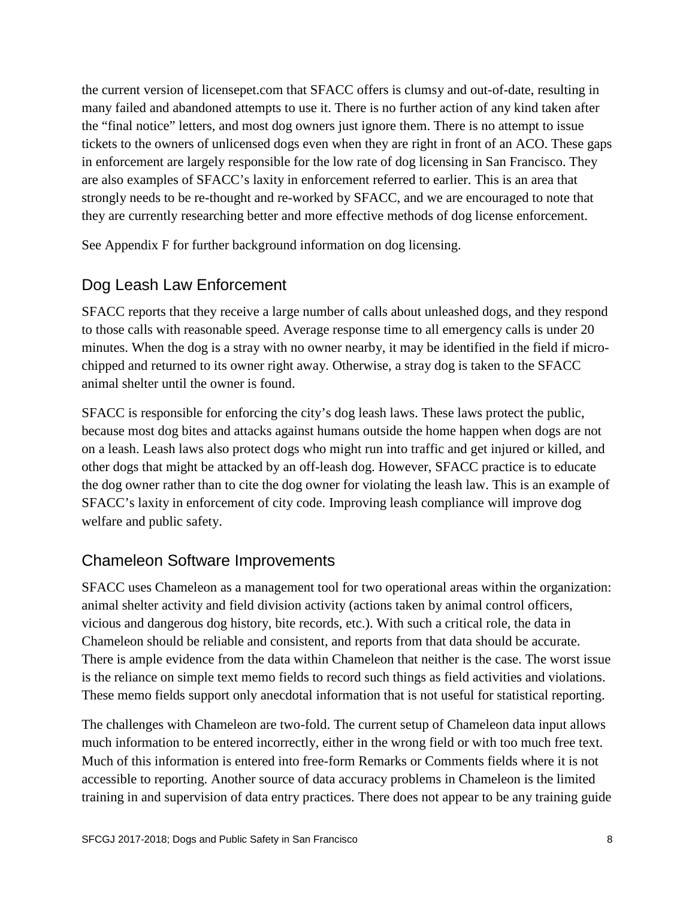the current version of licensepet.com that SFACC offers is clumsy and out-of-date, resulting in many failed and abandoned attempts to use it. There is no further action of any kind taken after the "final notice" letters, and most dog owners just ignore them. There is no attempt to issue tickets to the owners of unlicensed dogs even when they are right in front of an ACO. These gaps in enforcement are largely responsible for the low rate of dog licensing in San Francisco. They are also examples of SFACC's laxity in enforcement referred to earlier. This is an area that strongly needs to be re-thought and re-worked by SFACC, and we are encouraged to note that they are currently researching better and more effective methods of dog license enforcement.

See Appendix F for further background information on dog licensing.

## Dog Leash Law Enforcement

SFACC reports that they receive a large number of calls about unleashed dogs, and they respond to those calls with reasonable speed. Average response time to all emergency calls is under 20 minutes. When the dog is a stray with no owner nearby, it may be identified in the field if micro-chipped and returned to its owner right away. Otherwise, a stray dog is taken to the SFACC animal shelter until the owner is found.

SFACC is responsible for enforcing the city's dog leash laws. These laws protect the public, because most dog bites and attacks against humans outside the home happen when dogs are not on a leash. Leash laws also protect dogs who might run into traffic and get injured or killed, and other dogs that might be attacked by an off-leash dog. However, SFACC practice is to educate the dog owner rather than to cite the dog owner for violating the leash law. This is an example of SFACC's laxity in enforcement of city code. Improving leash compliance will improve dog welfare and public safety.

## Chameleon Software Improvements

SFACC uses Chameleon as a management tool for two operational areas within the organization: animal shelter activity and field division activity (actions taken by animal control officers, vicious and dangerous dog history, bite records, etc.). With such a critical role, the data in Chameleon should be reliable and consistent, and reports from that data should be accurate. There is ample evidence from the data within Chameleon that neither is the case. The worst issue is the reliance on simple text memo fields to record such things as field activities and violations. These memo fields support only anecdotal information that is not useful for statistical reporting.

The challenges with Chameleon are two-fold. The current setup of Chameleon data input allows much information to be entered incorrectly, either in the wrong field or with too much free text. Much of this information is entered into free-form Remarks or Comments fields where it is not accessible to reporting. Another source of data accuracy problems in Chameleon is the limited training in and supervision of data entry practices. There does not appear to be any training guide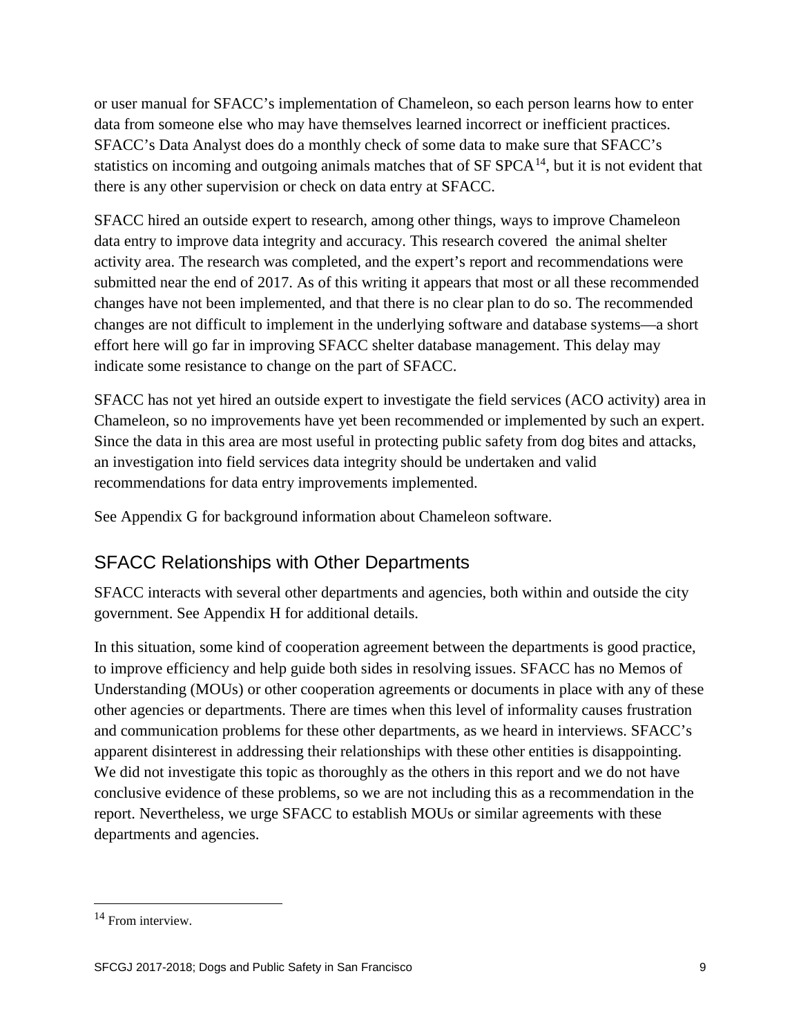or user manual for SFACC's implementation of Chameleon, so each person learns how to enter data from someone else who may have themselves learned incorrect or inefficient practices. SFACC's Data Analyst does do a monthly check of some data to make sure that SFACC's statistics on incoming and outgoing animals matches that of SF SPCA[14], but it is not evident that there is any other supervision or check on data entry at SFACC.

SFACC hired an outside expert to research, among other things, ways to improve Chameleon data entry to improve data integrity and accuracy. This research covered the animal shelter activity area. The research was completed, and the expert's report and recommendations were submitted near the end of 2017. As of this writing it appears that most or all these recommended changes have not been implemented, and that there is no clear plan to do so. The recommended changes are not difficult to implement in the underlying software and database systems—a short effort here will go far in improving SFACC shelter database management. This delay may indicate some resistance to change on the part of SFACC.

SFACC has not yet hired an outside expert to investigate the field services (ACO activity) area in Chameleon, so no improvements have yet been recommended or implemented by such an expert. Since the data in this area are most useful in protecting public safety from dog bites and attacks, an investigation into field services data integrity should be undertaken and valid recommendations for data entry improvements implemented.

See Appendix G for background information about Chameleon software.

## SFACC Relationships with Other Departments

SFACC interacts with several other departments and agencies, both within and outside the city government. See Appendix H for additional details.

In this situation, some kind of cooperation agreement between the departments is good practice, to improve efficiency and help guide both sides in resolving issues. SFACC has no Memos of Understanding (MOUs) or other cooperation agreements or documents in place with any of these other agencies or departments. There are times when this level of informality causes frustration and communication problems for these other departments, as we heard in interviews. SFACC's apparent disinterest in addressing their relationships with these other entities is disappointing. We did not investigate this topic as thoroughly as the others in this report and we do not have conclusive evidence of these problems, so we are not including this as a recommendation in the report. Nevertheless, we urge SFACC to establish MOUs or similar agreements with these departments and agencies.

[14] From interview.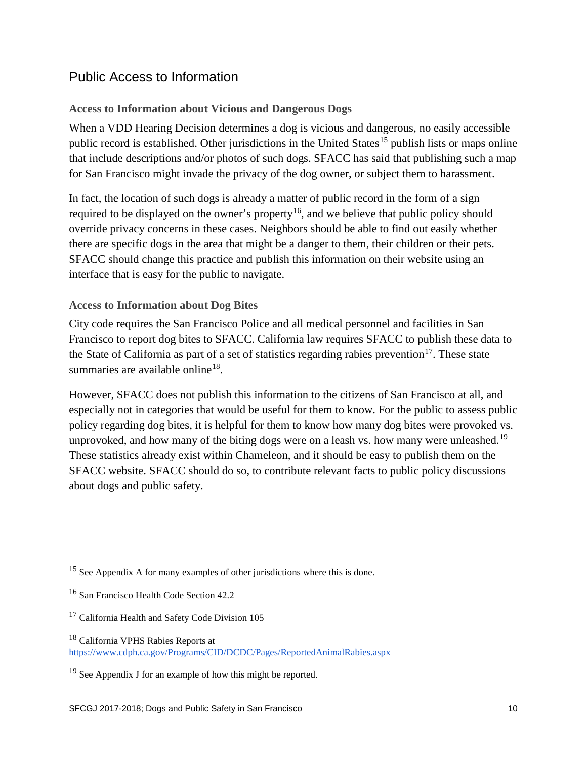## Public Access to Information

### Access to Information about Vicious and Dangerous Dogs

When a VDD Hearing Decision determines a dog is vicious and dangerous, no easily accessible public record is established. Other jurisdictions in the United States[15] publish lists or maps online that include descriptions and/or photos of such dogs. SFACC has said that publishing such a map for San Francisco might invade the privacy of the dog owner, or subject them to harassment.

In fact, the location of such dogs is already a matter of public record in the form of a sign required to be displayed on the owner's property[16], and we believe that public policy should override privacy concerns in these cases. Neighbors should be able to find out easily whether there are specific dogs in the area that might be a danger to them, their children or their pets. SFACC should change this practice and publish this information on their website using an interface that is easy for the public to navigate.

### Access to Information about Dog Bites

City code requires the San Francisco Police and all medical personnel and facilities in San Francisco to report dog bites to SFACC. California law requires SFACC to publish these data to the State of California as part of a set of statistics regarding rabies prevention[17]. These state summaries are available online[18].

However, SFACC does not publish this information to the citizens of San Francisco at all, and especially not in categories that would be useful for them to know. For the public to assess public policy regarding dog bites, it is helpful for them to know how many dog bites were provoked vs. unprovoked, and how many of the biting dogs were on a leash vs. how many were unleashed.[19] These statistics already exist within Chameleon, and it should be easy to publish them on the SFACC website. SFACC should do so, to contribute relevant facts to public policy discussions about dogs and public safety.

---

[15] See Appendix A for many examples of other jurisdictions where this is done.

[16] San Francisco Health Code Section 42.2

[17] California Health and Safety Code Division 105

[18] California VPHS Rabies Reports at https://www.cdph.ca.gov/Programs/CID/DCDC/Pages/ReportedAnimalRabies.aspx

[19] See Appendix J for an example of how this might be reported.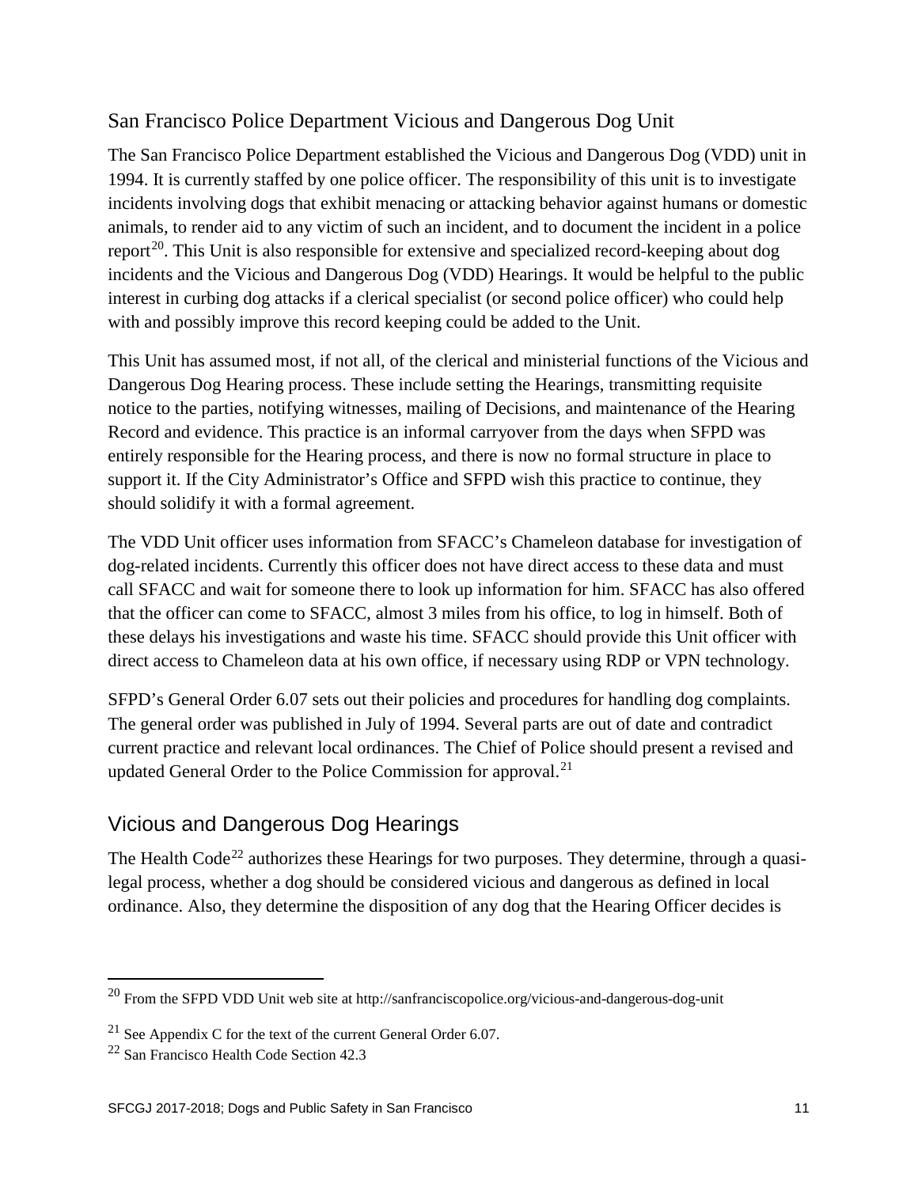## San Francisco Police Department Vicious and Dangerous Dog Unit

The San Francisco Police Department established the Vicious and Dangerous Dog (VDD) unit in 1994. It is currently staffed by one police officer. The responsibility of this unit is to investigate incidents involving dogs that exhibit menacing or attacking behavior against humans or domestic animals, to render aid to any victim of such an incident, and to document the incident in a police report[20]. This Unit is also responsible for extensive and specialized record-keeping about dog incidents and the Vicious and Dangerous Dog (VDD) Hearings. It would be helpful to the public interest in curbing dog attacks if a clerical specialist (or second police officer) who could help with and possibly improve this record keeping could be added to the Unit.

This Unit has assumed most, if not all, of the clerical and ministerial functions of the Vicious and Dangerous Dog Hearing process. These include setting the Hearings, transmitting requisite notice to the parties, notifying witnesses, mailing of Decisions, and maintenance of the Hearing Record and evidence. This practice is an informal carryover from the days when SFPD was entirely responsible for the Hearing process, and there is now no formal structure in place to support it. If the City Administrator's Office and SFPD wish this practice to continue, they should solidify it with a formal agreement.

The VDD Unit officer uses information from SFACC's Chameleon database for investigation of dog-related incidents. Currently this officer does not have direct access to these data and must call SFACC and wait for someone there to look up information for him. SFACC has also offered that the officer can come to SFACC, almost 3 miles from his office, to log in himself. Both of these delays his investigations and waste his time. SFACC should provide this Unit officer with direct access to Chameleon data at his own office, if necessary using RDP or VPN technology.

SFPD's General Order 6.07 sets out their policies and procedures for handling dog complaints. The general order was published in July of 1994. Several parts are out of date and contradict current practice and relevant local ordinances. The Chief of Police should present a revised and updated General Order to the Police Commission for approval.[21]

## Vicious and Dangerous Dog Hearings

The Health Code[22] authorizes these Hearings for two purposes. They determine, through a quasi-legal process, whether a dog should be considered vicious and dangerous as defined in local ordinance. Also, they determine the disposition of any dog that the Hearing Officer decides is

---

[20] From the SFPD VDD Unit web site at http://sanfranciscopolice.org/vicious-and-dangerous-dog-unit

[21] See Appendix C for the text of the current General Order 6.07.

[22] San Francisco Health Code Section 42.3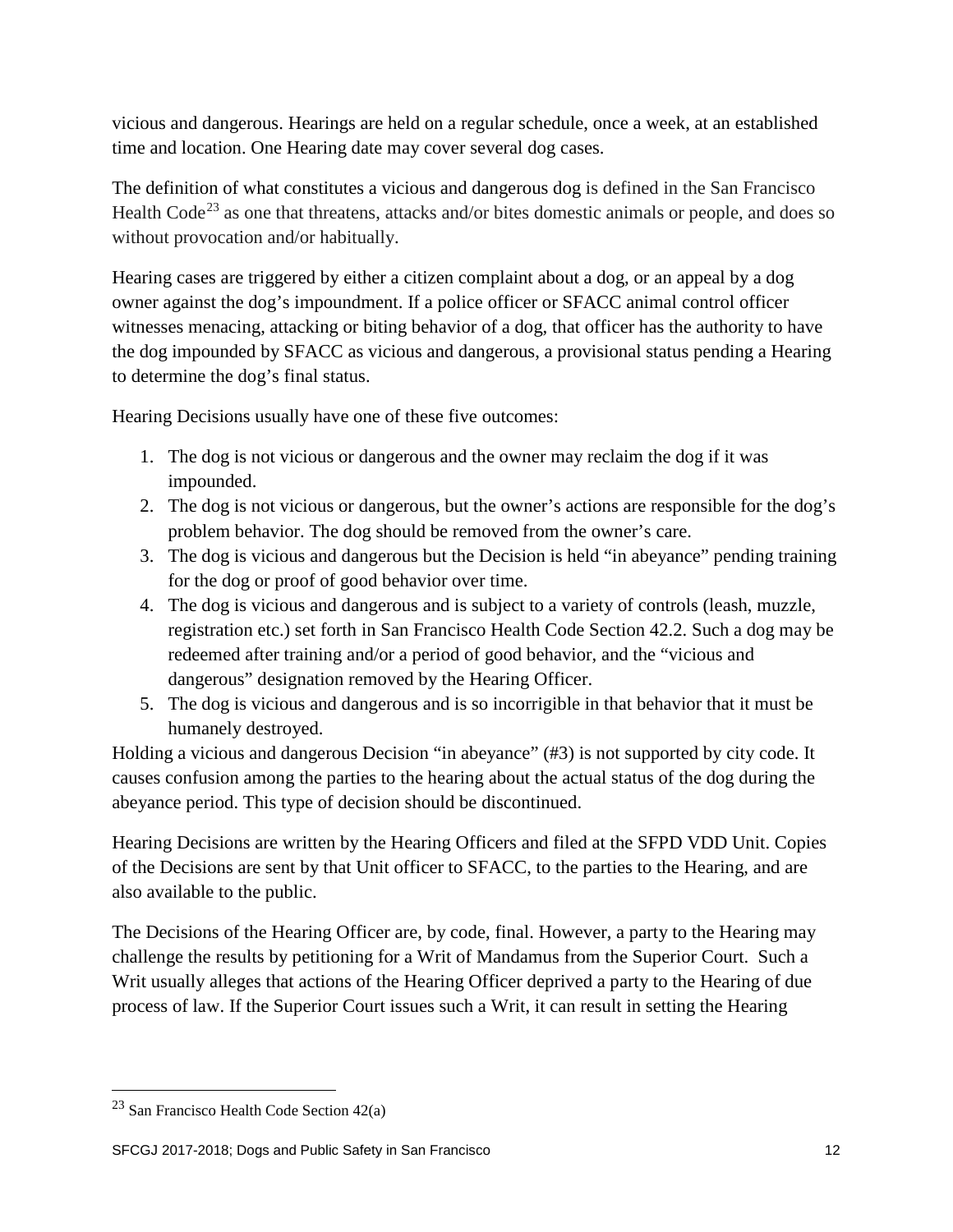vicious and dangerous. Hearings are held on a regular schedule, once a week, at an established time and location. One Hearing date may cover several dog cases.

The definition of what constitutes a vicious and dangerous dog is defined in the San Francisco Health Code[23] as one that threatens, attacks and/or bites domestic animals or people, and does so without provocation and/or habitually.

Hearing cases are triggered by either a citizen complaint about a dog, or an appeal by a dog owner against the dog's impoundment. If a police officer or SFACC animal control officer witnesses menacing, attacking or biting behavior of a dog, that officer has the authority to have the dog impounded by SFACC as vicious and dangerous, a provisional status pending a Hearing to determine the dog's final status.

Hearing Decisions usually have one of these five outcomes:

1. The dog is not vicious or dangerous and the owner may reclaim the dog if it was impounded.
2. The dog is not vicious or dangerous, but the owner's actions are responsible for the dog's problem behavior. The dog should be removed from the owner's care.
3. The dog is vicious and dangerous but the Decision is held "in abeyance" pending training for the dog or proof of good behavior over time.
4. The dog is vicious and dangerous and is subject to a variety of controls (leash, muzzle, registration etc.) set forth in San Francisco Health Code Section 42.2. Such a dog may be redeemed after training and/or a period of good behavior, and the "vicious and dangerous" designation removed by the Hearing Officer.
5. The dog is vicious and dangerous and is so incorrigible in that behavior that it must be humanely destroyed.

Holding a vicious and dangerous Decision "in abeyance" (#3) is not supported by city code. It causes confusion among the parties to the hearing about the actual status of the dog during the abeyance period. This type of decision should be discontinued.

Hearing Decisions are written by the Hearing Officers and filed at the SFPD VDD Unit. Copies of the Decisions are sent by that Unit officer to SFACC, to the parties to the Hearing, and are also available to the public.

The Decisions of the Hearing Officer are, by code, final. However, a party to the Hearing may challenge the results by petitioning for a Writ of Mandamus from the Superior Court. Such a Writ usually alleges that actions of the Hearing Officer deprived a party to the Hearing of due process of law. If the Superior Court issues such a Writ, it can result in setting the Hearing

[23] San Francisco Health Code Section 42(a)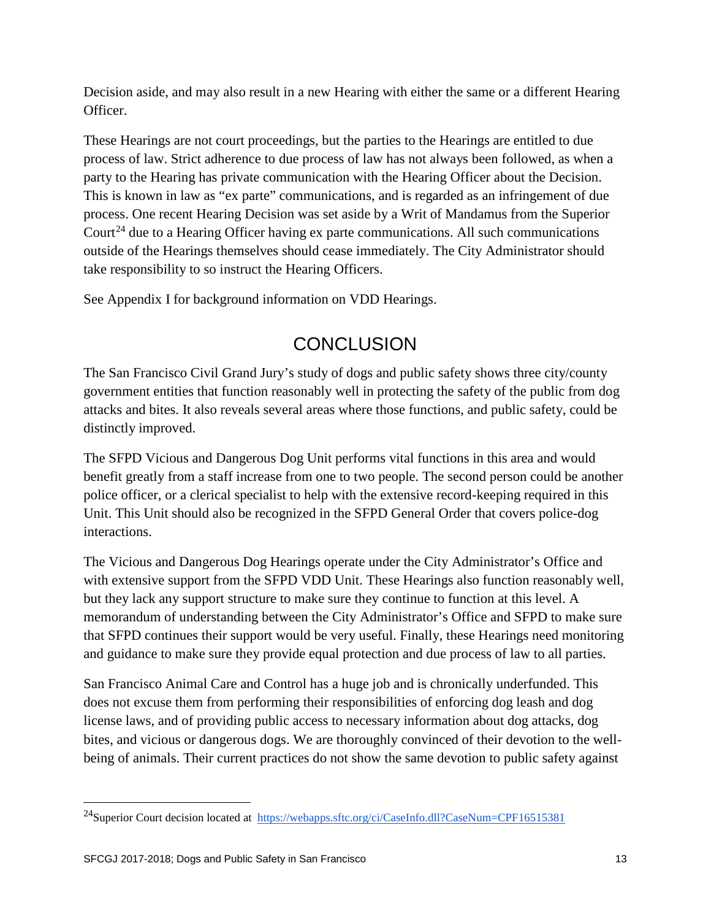Decision aside, and may also result in a new Hearing with either the same or a different Hearing Officer.

These Hearings are not court proceedings, but the parties to the Hearings are entitled to due process of law. Strict adherence to due process of law has not always been followed, as when a party to the Hearing has private communication with the Hearing Officer about the Decision. This is known in law as "ex parte" communications, and is regarded as an infringement of due process. One recent Hearing Decision was set aside by a Writ of Mandamus from the Superior Court[24] due to a Hearing Officer having ex parte communications. All such communications outside of the Hearings themselves should cease immediately. The City Administrator should take responsibility to so instruct the Hearing Officers.

See Appendix I for background information on VDD Hearings.

# CONCLUSION

The San Francisco Civil Grand Jury's study of dogs and public safety shows three city/county government entities that function reasonably well in protecting the safety of the public from dog attacks and bites. It also reveals several areas where those functions, and public safety, could be distinctly improved.

The SFPD Vicious and Dangerous Dog Unit performs vital functions in this area and would benefit greatly from a staff increase from one to two people. The second person could be another police officer, or a clerical specialist to help with the extensive record-keeping required in this Unit. This Unit should also be recognized in the SFPD General Order that covers police-dog interactions.

The Vicious and Dangerous Dog Hearings operate under the City Administrator's Office and with extensive support from the SFPD VDD Unit. These Hearings also function reasonably well, but they lack any support structure to make sure they continue to function at this level. A memorandum of understanding between the City Administrator's Office and SFPD to make sure that SFPD continues their support would be very useful. Finally, these Hearings need monitoring and guidance to make sure they provide equal protection and due process of law to all parties.

San Francisco Animal Care and Control has a huge job and is chronically underfunded. This does not excuse them from performing their responsibilities of enforcing dog leash and dog license laws, and of providing public access to necessary information about dog attacks, dog bites, and vicious or dangerous dogs. We are thoroughly convinced of their devotion to the well-being of animals. Their current practices do not show the same devotion to public safety against

---

[24] Superior Court decision located at https://webapps.sftc.org/ci/CaseInfo.dll?CaseNum=CPF16515381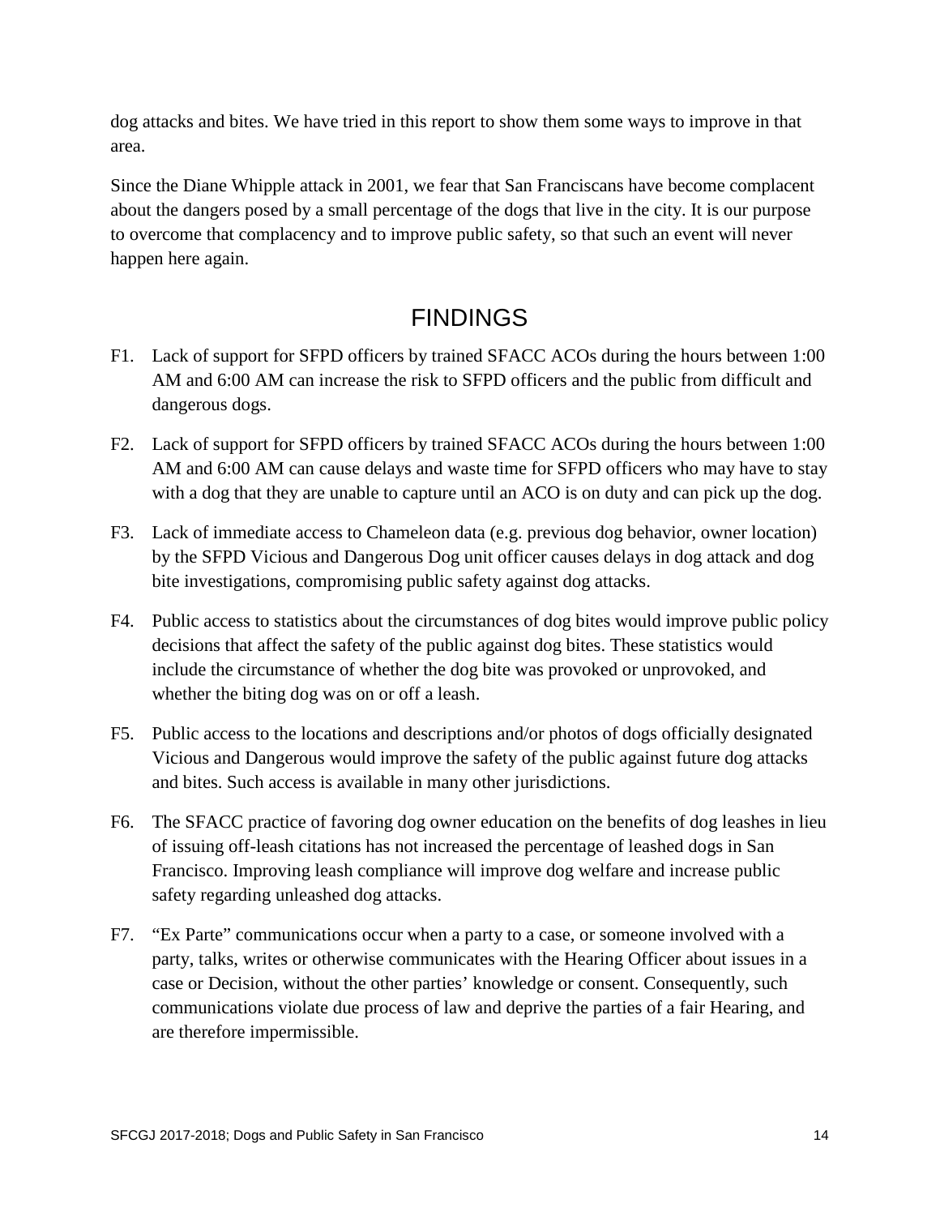dog attacks and bites. We have tried in this report to show them some ways to improve in that area.

Since the Diane Whipple attack in 2001, we fear that San Franciscans have become complacent about the dangers posed by a small percentage of the dogs that live in the city. It is our purpose to overcome that complacency and to improve public safety, so that such an event will never happen here again.

# FINDINGS

F1. Lack of support for SFPD officers by trained SFACC ACOs during the hours between 1:00 AM and 6:00 AM can increase the risk to SFPD officers and the public from difficult and dangerous dogs.

F2. Lack of support for SFPD officers by trained SFACC ACOs during the hours between 1:00 AM and 6:00 AM can cause delays and waste time for SFPD officers who may have to stay with a dog that they are unable to capture until an ACO is on duty and can pick up the dog.

F3. Lack of immediate access to Chameleon data (e.g. previous dog behavior, owner location) by the SFPD Vicious and Dangerous Dog unit officer causes delays in dog attack and dog bite investigations, compromising public safety against dog attacks.

F4. Public access to statistics about the circumstances of dog bites would improve public policy decisions that affect the safety of the public against dog bites. These statistics would include the circumstance of whether the dog bite was provoked or unprovoked, and whether the biting dog was on or off a leash.

F5. Public access to the locations and descriptions and/or photos of dogs officially designated Vicious and Dangerous would improve the safety of the public against future dog attacks and bites. Such access is available in many other jurisdictions.

F6. The SFACC practice of favoring dog owner education on the benefits of dog leashes in lieu of issuing off-leash citations has not increased the percentage of leashed dogs in San Francisco. Improving leash compliance will improve dog welfare and increase public safety regarding unleashed dog attacks.

F7. "Ex Parte" communications occur when a party to a case, or someone involved with a party, talks, writes or otherwise communicates with the Hearing Officer about issues in a case or Decision, without the other parties' knowledge or consent. Consequently, such communications violate due process of law and deprive the parties of a fair Hearing, and are therefore impermissible.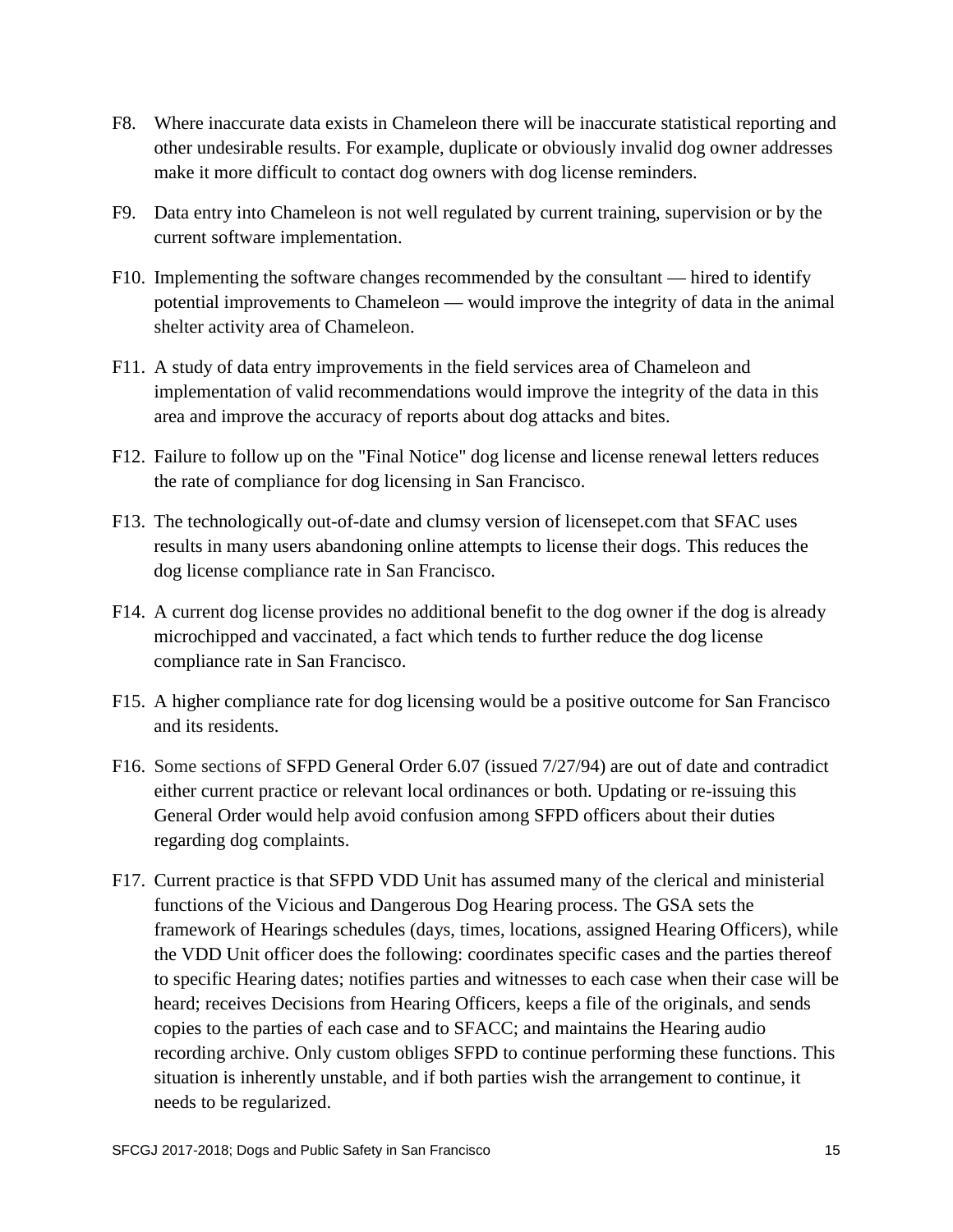F8. Where inaccurate data exists in Chameleon there will be inaccurate statistical reporting and other undesirable results. For example, duplicate or obviously invalid dog owner addresses make it more difficult to contact dog owners with dog license reminders.

F9. Data entry into Chameleon is not well regulated by current training, supervision or by the current software implementation.

F10. Implementing the software changes recommended by the consultant — hired to identify potential improvements to Chameleon — would improve the integrity of data in the animal shelter activity area of Chameleon.

F11. A study of data entry improvements in the field services area of Chameleon and implementation of valid recommendations would improve the integrity of the data in this area and improve the accuracy of reports about dog attacks and bites.

F12. Failure to follow up on the "Final Notice" dog license and license renewal letters reduces the rate of compliance for dog licensing in San Francisco.

F13. The technologically out-of-date and clumsy version of licensepet.com that SFAC uses results in many users abandoning online attempts to license their dogs. This reduces the dog license compliance rate in San Francisco.

F14. A current dog license provides no additional benefit to the dog owner if the dog is already microchipped and vaccinated, a fact which tends to further reduce the dog license compliance rate in San Francisco.

F15. A higher compliance rate for dog licensing would be a positive outcome for San Francisco and its residents.

F16. Some sections of SFPD General Order 6.07 (issued 7/27/94) are out of date and contradict either current practice or relevant local ordinances or both. Updating or re-issuing this General Order would help avoid confusion among SFPD officers about their duties regarding dog complaints.

F17. Current practice is that SFPD VDD Unit has assumed many of the clerical and ministerial functions of the Vicious and Dangerous Dog Hearing process. The GSA sets the framework of Hearings schedules (days, times, locations, assigned Hearing Officers), while the VDD Unit officer does the following: coordinates specific cases and the parties thereof to specific Hearing dates; notifies parties and witnesses to each case when their case will be heard; receives Decisions from Hearing Officers, keeps a file of the originals, and sends copies to the parties of each case and to SFACC; and maintains the Hearing audio recording archive. Only custom obliges SFPD to continue performing these functions. This situation is inherently unstable, and if both parties wish the arrangement to continue, it needs to be regularized.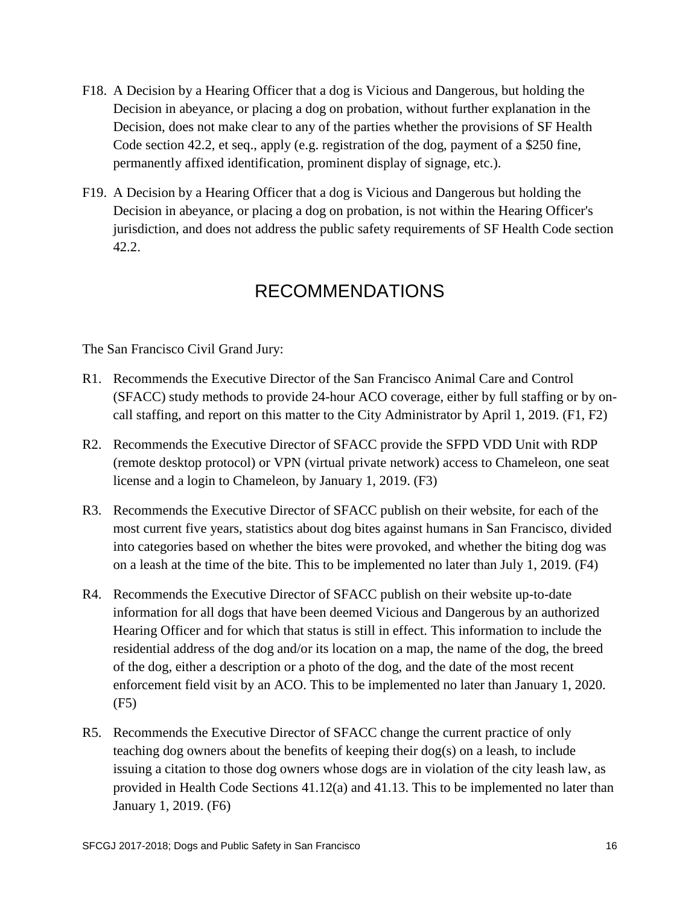F18. A Decision by a Hearing Officer that a dog is Vicious and Dangerous, but holding the Decision in abeyance, or placing a dog on probation, without further explanation in the Decision, does not make clear to any of the parties whether the provisions of SF Health Code section 42.2, et seq., apply (e.g. registration of the dog, payment of a $250 fine, permanently affixed identification, prominent display of signage, etc.).

F19. A Decision by a Hearing Officer that a dog is Vicious and Dangerous but holding the Decision in abeyance, or placing a dog on probation, is not within the Hearing Officer's jurisdiction, and does not address the public safety requirements of SF Health Code section 42.2.

# RECOMMENDATIONS

The San Francisco Civil Grand Jury:

R1. Recommends the Executive Director of the San Francisco Animal Care and Control (SFACC) study methods to provide 24-hour ACO coverage, either by full staffing or by on-call staffing, and report on this matter to the City Administrator by April 1, 2019. (F1, F2)

R2. Recommends the Executive Director of SFACC provide the SFPD VDD Unit with RDP (remote desktop protocol) or VPN (virtual private network) access to Chameleon, one seat license and a login to Chameleon, by January 1, 2019. (F3)

R3. Recommends the Executive Director of SFACC publish on their website, for each of the most current five years, statistics about dog bites against humans in San Francisco, divided into categories based on whether the bites were provoked, and whether the biting dog was on a leash at the time of the bite. This to be implemented no later than July 1, 2019. (F4)

R4. Recommends the Executive Director of SFACC publish on their website up-to-date information for all dogs that have been deemed Vicious and Dangerous by an authorized Hearing Officer and for which that status is still in effect. This information to include the residential address of the dog and/or its location on a map, the name of the dog, the breed of the dog, either a description or a photo of the dog, and the date of the most recent enforcement field visit by an ACO. This to be implemented no later than January 1, 2020. (F5)

R5. Recommends the Executive Director of SFACC change the current practice of only teaching dog owners about the benefits of keeping their dog(s) on a leash, to include issuing a citation to those dog owners whose dogs are in violation of the city leash law, as provided in Health Code Sections 41.12(a) and 41.13. This to be implemented no later than January 1, 2019. (F6)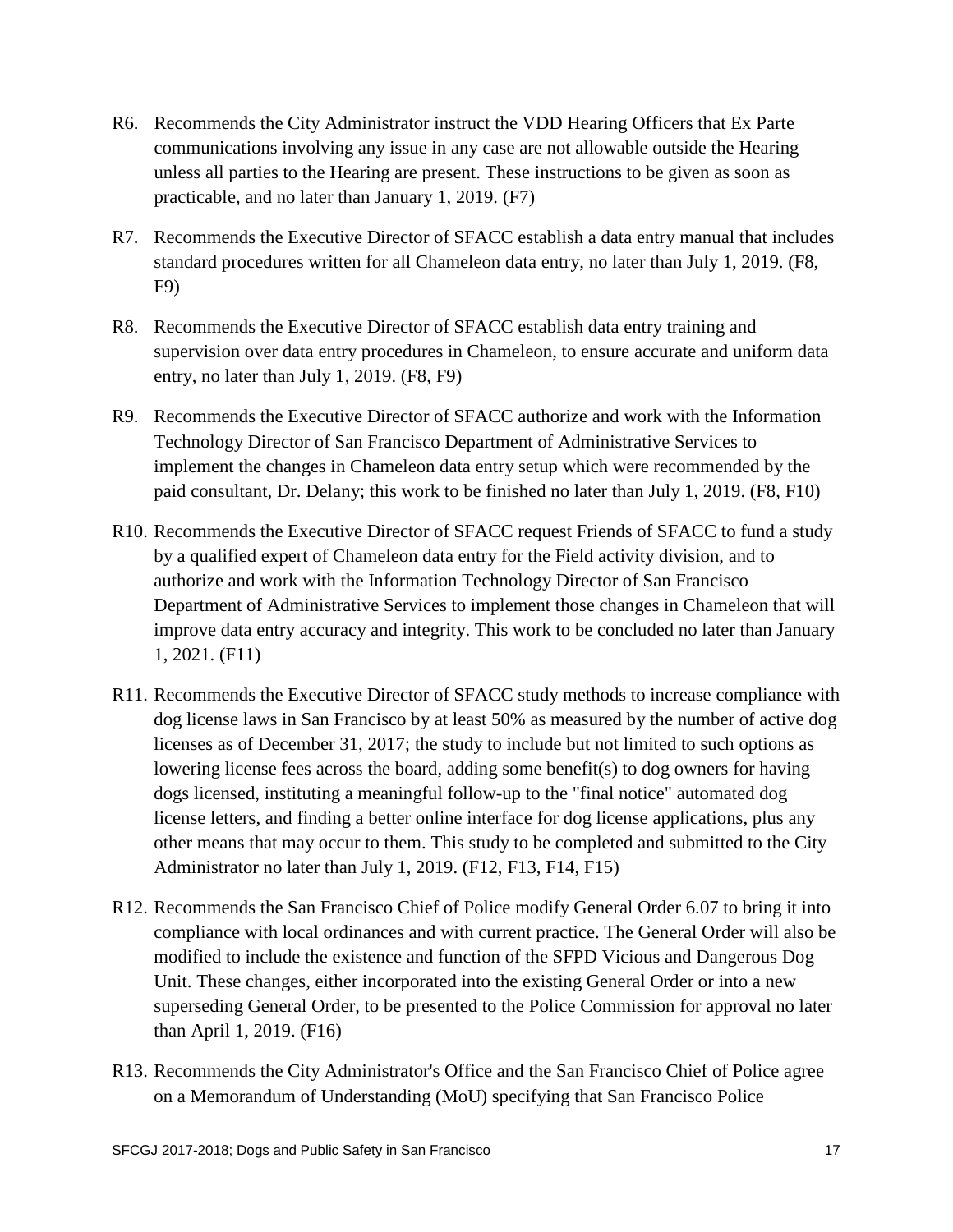R6. Recommends the City Administrator instruct the VDD Hearing Officers that Ex Parte communications involving any issue in any case are not allowable outside the Hearing unless all parties to the Hearing are present. These instructions to be given as soon as practicable, and no later than January 1, 2019. (F7)

R7. Recommends the Executive Director of SFACC establish a data entry manual that includes standard procedures written for all Chameleon data entry, no later than July 1, 2019. (F8, F9)

R8. Recommends the Executive Director of SFACC establish data entry training and supervision over data entry procedures in Chameleon, to ensure accurate and uniform data entry, no later than July 1, 2019. (F8, F9)

R9. Recommends the Executive Director of SFACC authorize and work with the Information Technology Director of San Francisco Department of Administrative Services to implement the changes in Chameleon data entry setup which were recommended by the paid consultant, Dr. Delany; this work to be finished no later than July 1, 2019. (F8, F10)

R10. Recommends the Executive Director of SFACC request Friends of SFACC to fund a study by a qualified expert of Chameleon data entry for the Field activity division, and to authorize and work with the Information Technology Director of San Francisco Department of Administrative Services to implement those changes in Chameleon that will improve data entry accuracy and integrity. This work to be concluded no later than January 1, 2021. (F11)

R11. Recommends the Executive Director of SFACC study methods to increase compliance with dog license laws in San Francisco by at least 50% as measured by the number of active dog licenses as of December 31, 2017; the study to include but not limited to such options as lowering license fees across the board, adding some benefit(s) to dog owners for having dogs licensed, instituting a meaningful follow-up to the "final notice" automated dog license letters, and finding a better online interface for dog license applications, plus any other means that may occur to them. This study to be completed and submitted to the City Administrator no later than July 1, 2019. (F12, F13, F14, F15)

R12. Recommends the San Francisco Chief of Police modify General Order 6.07 to bring it into compliance with local ordinances and with current practice. The General Order will also be modified to include the existence and function of the SFPD Vicious and Dangerous Dog Unit. These changes, either incorporated into the existing General Order or into a new superseding General Order, to be presented to the Police Commission for approval no later than April 1, 2019. (F16)

R13. Recommends the City Administrator's Office and the San Francisco Chief of Police agree on a Memorandum of Understanding (MoU) specifying that San Francisco Police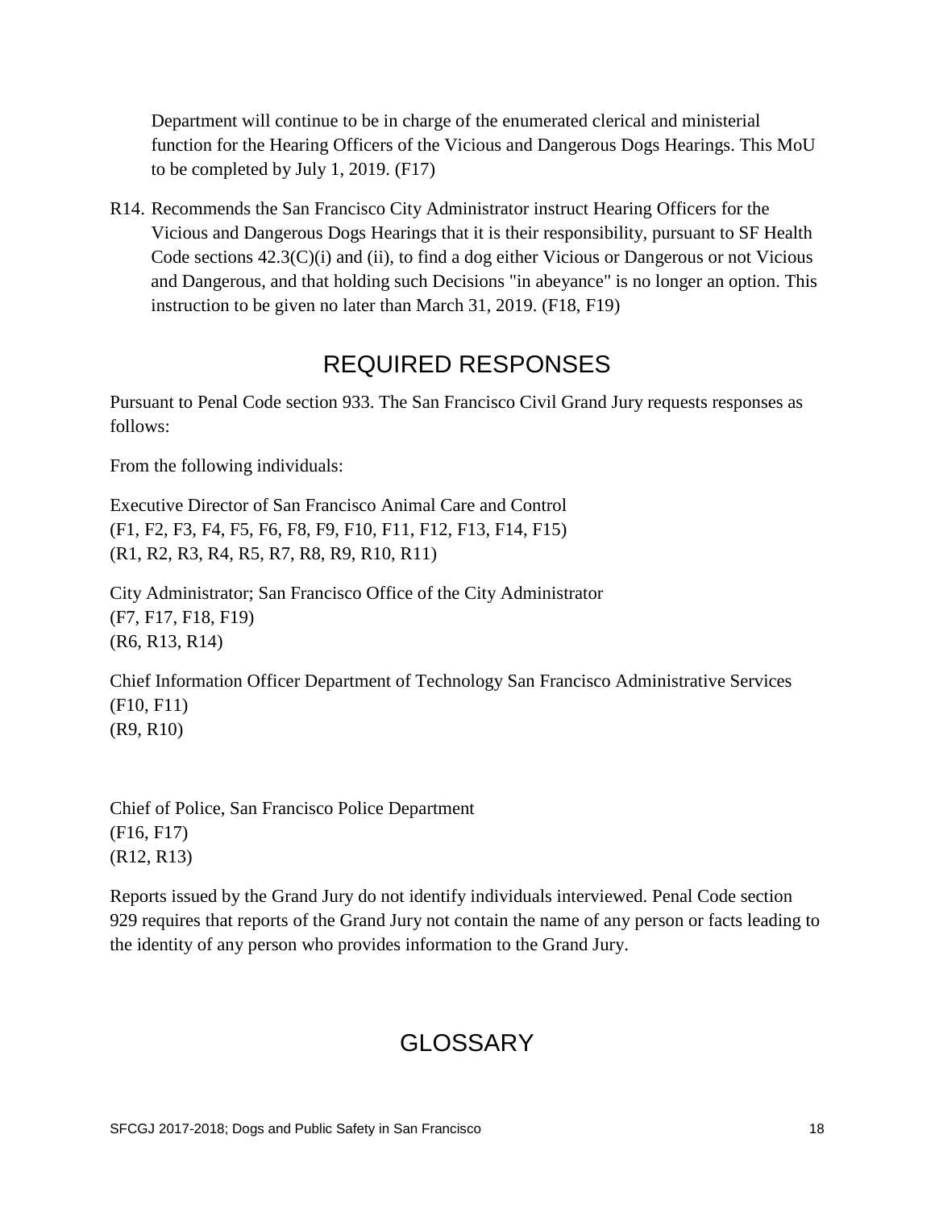Department will continue to be in charge of the enumerated clerical and ministerial function for the Hearing Officers of the Vicious and Dangerous Dogs Hearings. This MoU to be completed by July 1, 2019. (F17)

R14. Recommends the San Francisco City Administrator instruct Hearing Officers for the Vicious and Dangerous Dogs Hearings that it is their responsibility, pursuant to SF Health Code sections 42.3(C)(i) and (ii), to find a dog either Vicious or Dangerous or not Vicious and Dangerous, and that holding such Decisions "in abeyance" is no longer an option. This instruction to be given no later than March 31, 2019. (F18, F19)

## REQUIRED RESPONSES

Pursuant to Penal Code section 933. The San Francisco Civil Grand Jury requests responses as follows:

From the following individuals:

Executive Director of San Francisco Animal Care and Control
(F1, F2, F3, F4, F5, F6, F8, F9, F10, F11, F12, F13, F14, F15)
(R1, R2, R3, R4, R5, R7, R8, R9, R10, R11)

City Administrator; San Francisco Office of the City Administrator
(F7, F17, F18, F19)
(R6, R13, R14)

Chief Information Officer Department of Technology San Francisco Administrative Services
(F10, F11)
(R9, R10)

Chief of Police, San Francisco Police Department
(F16, F17)
(R12, R13)

Reports issued by the Grand Jury do not identify individuals interviewed. Penal Code section 929 requires that reports of the Grand Jury not contain the name of any person or facts leading to the identity of any person who provides information to the Grand Jury.

## GLOSSARY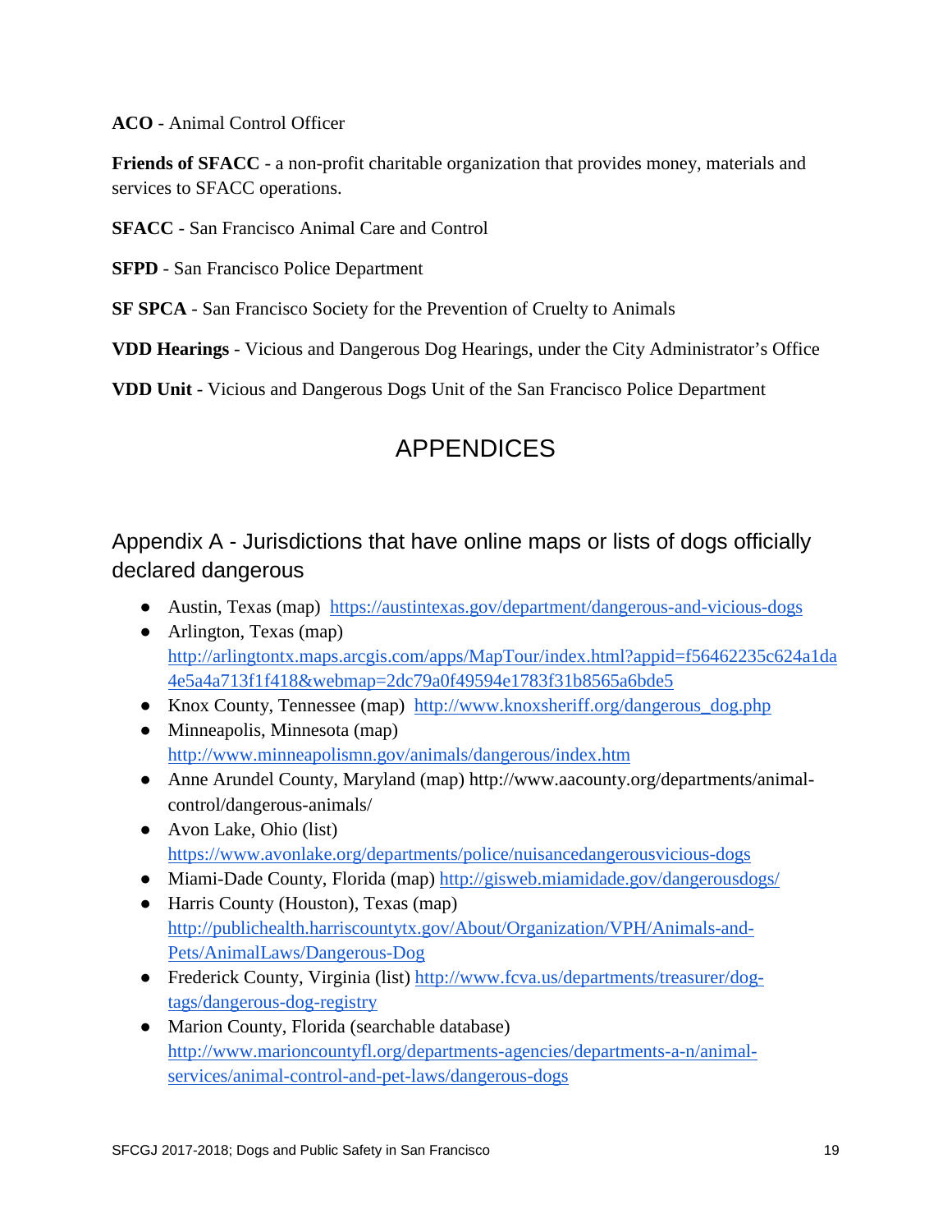**ACO** - Animal Control Officer

**Friends of SFACC** - a non-profit charitable organization that provides money, materials and services to SFACC operations.

**SFACC** - San Francisco Animal Care and Control

**SFPD** - San Francisco Police Department

**SF SPCA** - San Francisco Society for the Prevention of Cruelty to Animals

**VDD Hearings** - Vicious and Dangerous Dog Hearings, under the City Administrator's Office

**VDD Unit** - Vicious and Dangerous Dogs Unit of the San Francisco Police Department

# APPENDICES

## Appendix A - Jurisdictions that have online maps or lists of dogs officially declared dangerous

- Austin, Texas (map) https://austintexas.gov/department/dangerous-and-vicious-dogs
- Arlington, Texas (map) http://arlingtontx.maps.arcgis.com/apps/MapTour/index.html?appid=f56462235c624a1da4e5a4a713f1f418&webmap=2dc79a0f49594e1783f31b8565a6bde5
- Knox County, Tennessee (map) http://www.knoxsheriff.org/dangerous_dog.php
- Minneapolis, Minnesota (map) http://www.minneapolismn.gov/animals/dangerous/index.htm
- Anne Arundel County, Maryland (map) http://www.aacounty.org/departments/animal-control/dangerous-animals/
- Avon Lake, Ohio (list) https://www.avonlake.org/departments/police/nuisancedangerousvicious-dogs
- Miami-Dade County, Florida (map) http://gisweb.miamidade.gov/dangerousdogs/
- Harris County (Houston), Texas (map) http://publichealth.harriscountytx.gov/About/Organization/VPH/Animals-and-Pets/AnimalLaws/Dangerous-Dog
- Frederick County, Virginia (list) http://www.fcva.us/departments/treasurer/dog-tags/dangerous-dog-registry
- Marion County, Florida (searchable database) http://www.marioncountyfl.org/departments-agencies/departments-a-n/animal-services/animal-control-and-pet-laws/dangerous-dogs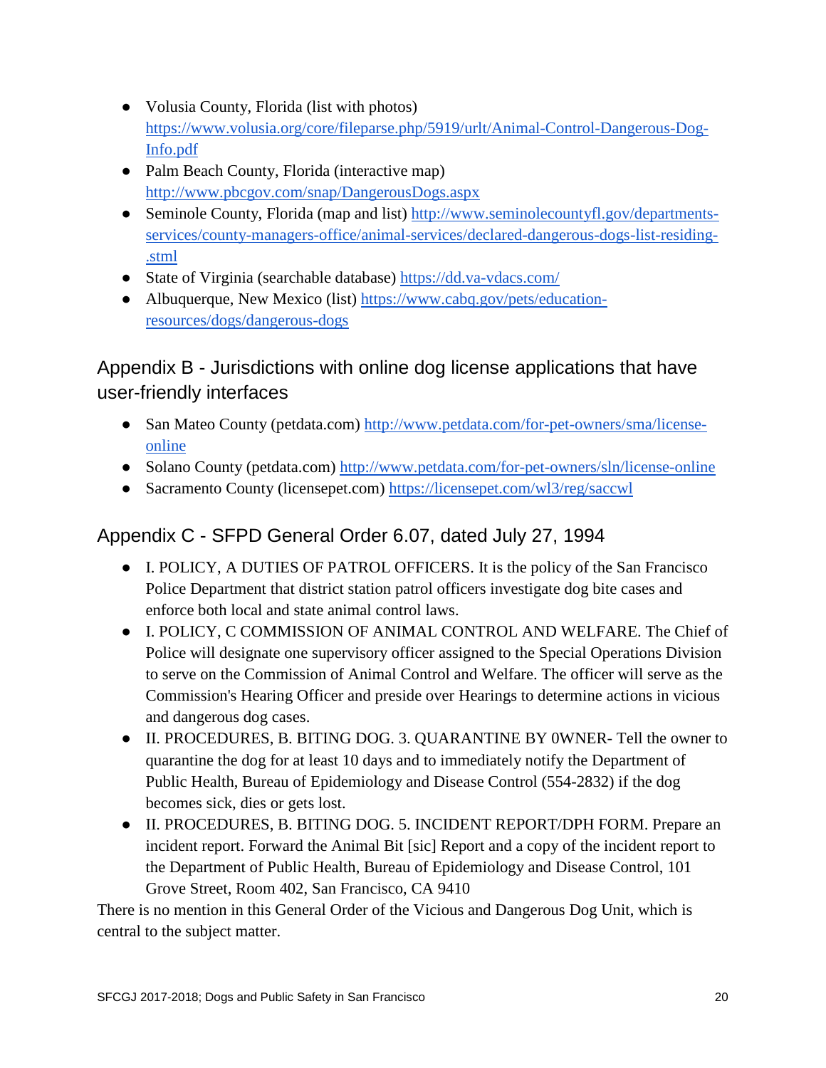- Volusia County, Florida (list with photos) https://www.volusia.org/core/fileparse.php/5919/urlt/Animal-Control-Dangerous-Dog-Info.pdf
- Palm Beach County, Florida (interactive map) http://www.pbcgov.com/snap/DangerousDogs.aspx
- Seminole County, Florida (map and list) http://www.seminolecountyfl.gov/departments-services/county-managers-office/animal-services/declared-dangerous-dogs-list-residing-.stml
- State of Virginia (searchable database) https://dd.va-vdacs.com/
- Albuquerque, New Mexico (list) https://www.cabq.gov/pets/education-resources/dogs/dangerous-dogs

## Appendix B - Jurisdictions with online dog license applications that have user-friendly interfaces

- San Mateo County (petdata.com) http://www.petdata.com/for-pet-owners/sma/license-online
- Solano County (petdata.com) http://www.petdata.com/for-pet-owners/sln/license-online
- Sacramento County (licensepet.com) https://licensepet.com/wl3/reg/saccwl

## Appendix C - SFPD General Order 6.07, dated July 27, 1994

- I. POLICY, A DUTIES OF PATROL OFFICERS. It is the policy of the San Francisco Police Department that district station patrol officers investigate dog bite cases and enforce both local and state animal control laws.
- I. POLICY, C COMMISSION OF ANIMAL CONTROL AND WELFARE. The Chief of Police will designate one supervisory officer assigned to the Special Operations Division to serve on the Commission of Animal Control and Welfare. The officer will serve as the Commission's Hearing Officer and preside over Hearings to determine actions in vicious and dangerous dog cases.
- II. PROCEDURES, B. BITING DOG. 3. QUARANTINE BY 0WNER- Tell the owner to quarantine the dog for at least 10 days and to immediately notify the Department of Public Health, Bureau of Epidemiology and Disease Control (554-2832) if the dog becomes sick, dies or gets lost.
- II. PROCEDURES, B. BITING DOG. 5. INCIDENT REPORT/DPH FORM. Prepare an incident report. Forward the Animal Bit [sic] Report and a copy of the incident report to the Department of Public Health, Bureau of Epidemiology and Disease Control, 101 Grove Street, Room 402, San Francisco, CA 9410

There is no mention in this General Order of the Vicious and Dangerous Dog Unit, which is central to the subject matter.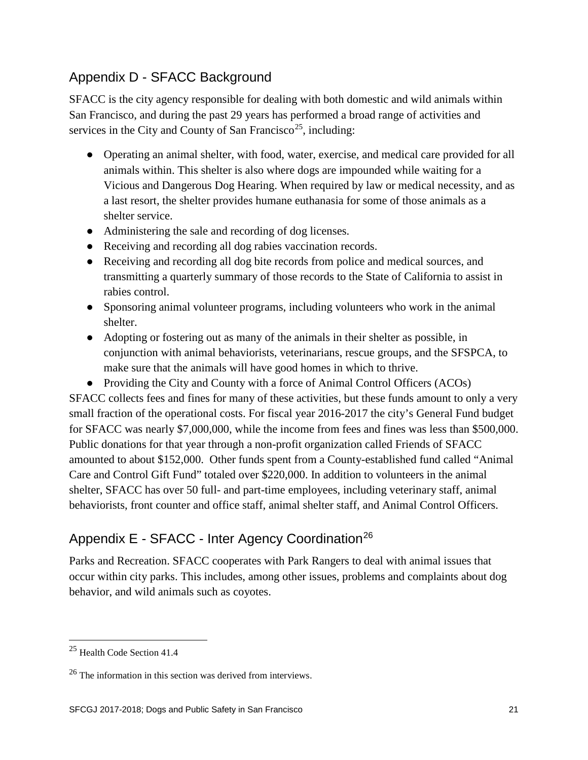## Appendix D - SFACC Background

SFACC is the city agency responsible for dealing with both domestic and wild animals within San Francisco, and during the past 29 years has performed a broad range of activities and services in the City and County of San Francisco[25], including:

- Operating an animal shelter, with food, water, exercise, and medical care provided for all animals within. This shelter is also where dogs are impounded while waiting for a Vicious and Dangerous Dog Hearing. When required by law or medical necessity, and as a last resort, the shelter provides humane euthanasia for some of those animals as a shelter service.
- Administering the sale and recording of dog licenses.
- Receiving and recording all dog rabies vaccination records.
- Receiving and recording all dog bite records from police and medical sources, and transmitting a quarterly summary of those records to the State of California to assist in rabies control.
- Sponsoring animal volunteer programs, including volunteers who work in the animal shelter.
- Adopting or fostering out as many of the animals in their shelter as possible, in conjunction with animal behaviorists, veterinarians, rescue groups, and the SFSPCA, to make sure that the animals will have good homes in which to thrive.
- Providing the City and County with a force of Animal Control Officers (ACOs)

SFACC collects fees and fines for many of these activities, but these funds amount to only a very small fraction of the operational costs. For fiscal year 2016-2017 the city's General Fund budget for SFACC was nearly $7,000,000, while the income from fees and fines was less than $500,000. Public donations for that year through a non-profit organization called Friends of SFACC amounted to about $152,000. Other funds spent from a County-established fund called "Animal Care and Control Gift Fund" totaled over $220,000. In addition to volunteers in the animal shelter, SFACC has over 50 full- and part-time employees, including veterinary staff, animal behaviorists, front counter and office staff, animal shelter staff, and Animal Control Officers.

## Appendix E - SFACC - Inter Agency Coordination[26]

Parks and Recreation. SFACC cooperates with Park Rangers to deal with animal issues that occur within city parks. This includes, among other issues, problems and complaints about dog behavior, and wild animals such as coyotes.

---

[25] Health Code Section 41.4

[26] The information in this section was derived from interviews.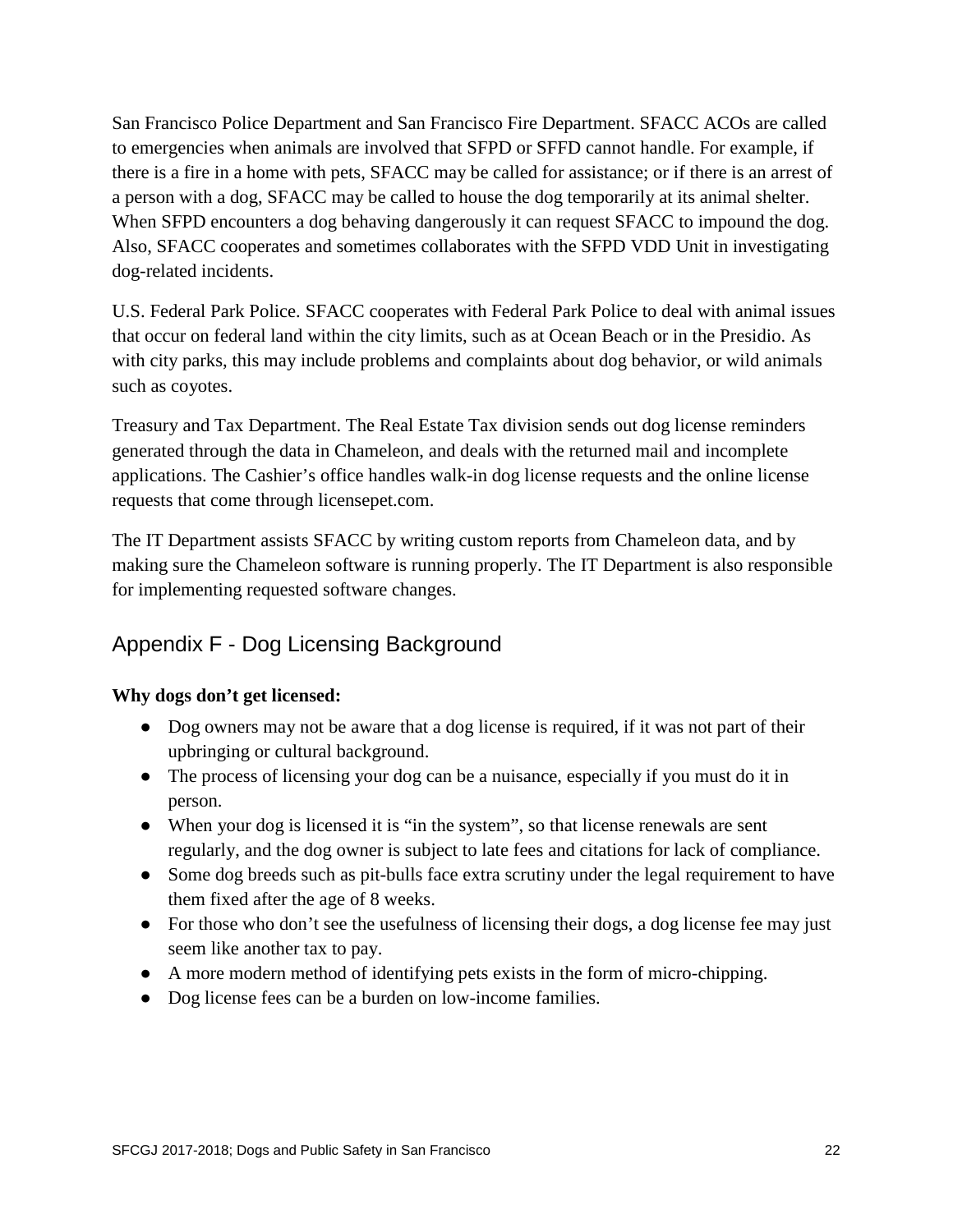San Francisco Police Department and San Francisco Fire Department. SFACC ACOs are called to emergencies when animals are involved that SFPD or SFFD cannot handle. For example, if there is a fire in a home with pets, SFACC may be called for assistance; or if there is an arrest of a person with a dog, SFACC may be called to house the dog temporarily at its animal shelter. When SFPD encounters a dog behaving dangerously it can request SFACC to impound the dog. Also, SFACC cooperates and sometimes collaborates with the SFPD VDD Unit in investigating dog-related incidents.

U.S. Federal Park Police. SFACC cooperates with Federal Park Police to deal with animal issues that occur on federal land within the city limits, such as at Ocean Beach or in the Presidio. As with city parks, this may include problems and complaints about dog behavior, or wild animals such as coyotes.

Treasury and Tax Department. The Real Estate Tax division sends out dog license reminders generated through the data in Chameleon, and deals with the returned mail and incomplete applications. The Cashier's office handles walk-in dog license requests and the online license requests that come through licensepet.com.

The IT Department assists SFACC by writing custom reports from Chameleon data, and by making sure the Chameleon software is running properly. The IT Department is also responsible for implementing requested software changes.

## Appendix F - Dog Licensing Background

**Why dogs don't get licensed:**

- Dog owners may not be aware that a dog license is required, if it was not part of their upbringing or cultural background.
- The process of licensing your dog can be a nuisance, especially if you must do it in person.
- When your dog is licensed it is "in the system", so that license renewals are sent regularly, and the dog owner is subject to late fees and citations for lack of compliance.
- Some dog breeds such as pit-bulls face extra scrutiny under the legal requirement to have them fixed after the age of 8 weeks.
- For those who don't see the usefulness of licensing their dogs, a dog license fee may just seem like another tax to pay.
- A more modern method of identifying pets exists in the form of micro-chipping.
- Dog license fees can be a burden on low-income families.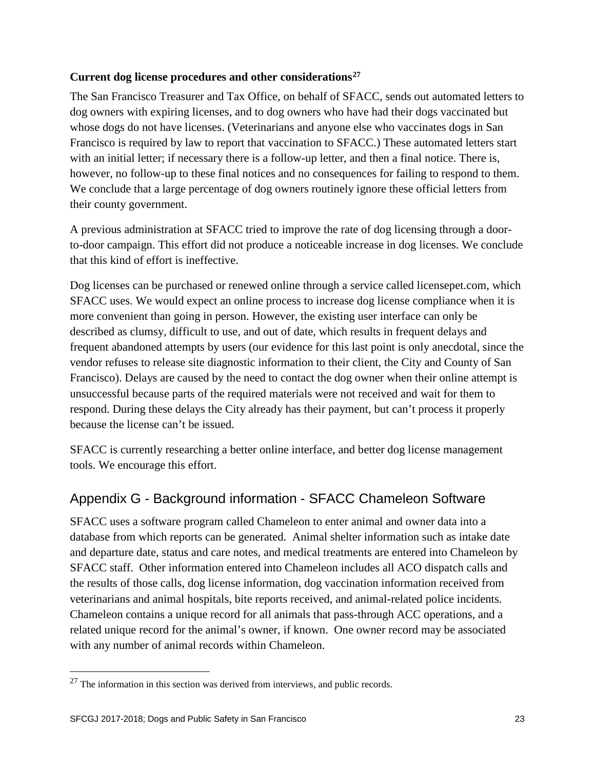**Current dog license procedures and other considerations**[27]

The San Francisco Treasurer and Tax Office, on behalf of SFACC, sends out automated letters to dog owners with expiring licenses, and to dog owners who have had their dogs vaccinated but whose dogs do not have licenses. (Veterinarians and anyone else who vaccinates dogs in San Francisco is required by law to report that vaccination to SFACC.) These automated letters start with an initial letter; if necessary there is a follow-up letter, and then a final notice. There is, however, no follow-up to these final notices and no consequences for failing to respond to them. We conclude that a large percentage of dog owners routinely ignore these official letters from their county government.

A previous administration at SFACC tried to improve the rate of dog licensing through a door-to-door campaign. This effort did not produce a noticeable increase in dog licenses. We conclude that this kind of effort is ineffective.

Dog licenses can be purchased or renewed online through a service called licensepet.com, which SFACC uses. We would expect an online process to increase dog license compliance when it is more convenient than going in person. However, the existing user interface can only be described as clumsy, difficult to use, and out of date, which results in frequent delays and frequent abandoned attempts by users (our evidence for this last point is only anecdotal, since the vendor refuses to release site diagnostic information to their client, the City and County of San Francisco). Delays are caused by the need to contact the dog owner when their online attempt is unsuccessful because parts of the required materials were not received and wait for them to respond. During these delays the City already has their payment, but can't process it properly because the license can't be issued.

SFACC is currently researching a better online interface, and better dog license management tools. We encourage this effort.

## Appendix G - Background information - SFACC Chameleon Software

SFACC uses a software program called Chameleon to enter animal and owner data into a database from which reports can be generated. Animal shelter information such as intake date and departure date, status and care notes, and medical treatments are entered into Chameleon by SFACC staff. Other information entered into Chameleon includes all ACO dispatch calls and the results of those calls, dog license information, dog vaccination information received from veterinarians and animal hospitals, bite reports received, and animal-related police incidents. Chameleon contains a unique record for all animals that pass-through ACC operations, and a related unique record for the animal's owner, if known. One owner record may be associated with any number of animal records within Chameleon.

[27] The information in this section was derived from interviews, and public records.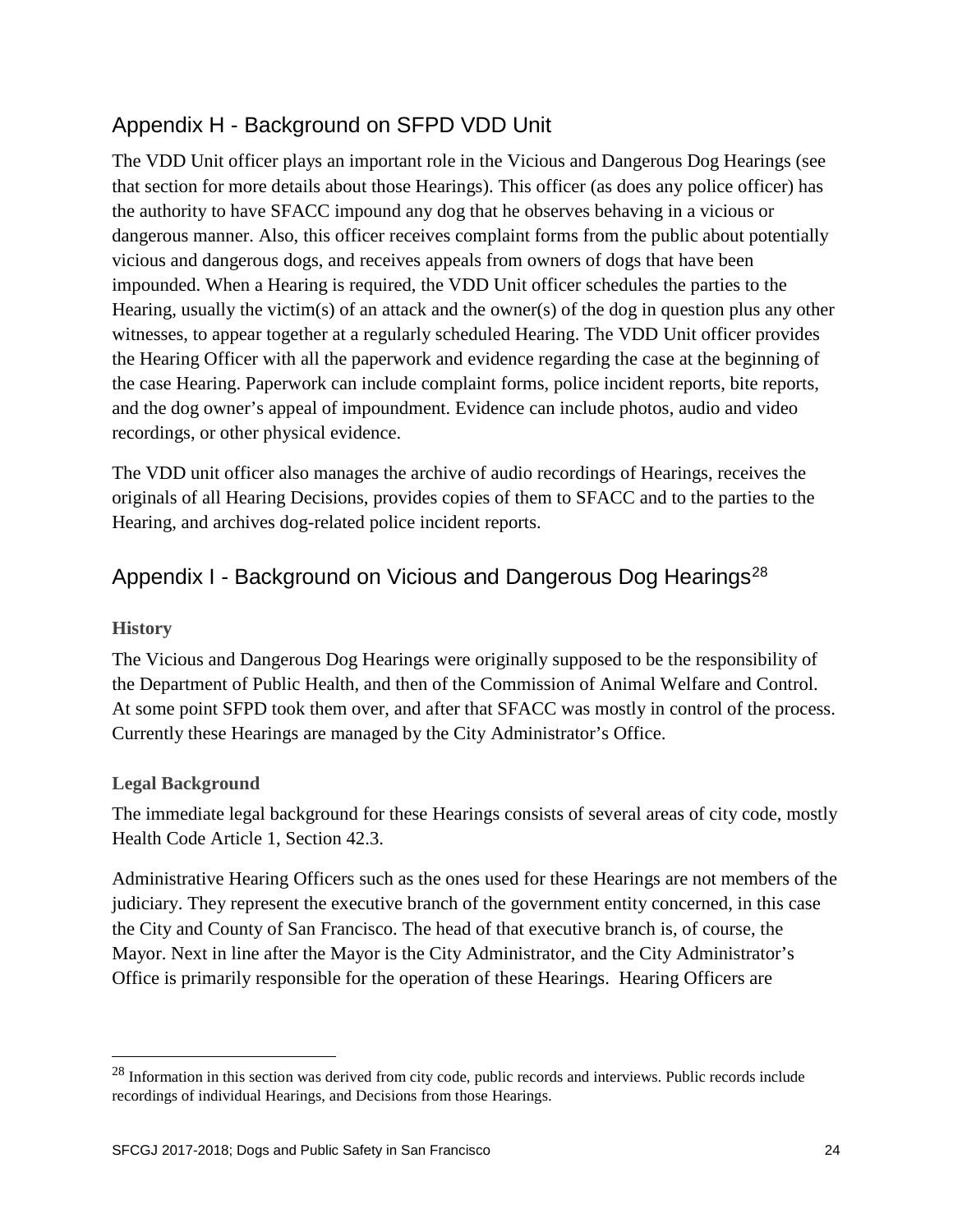## Appendix H - Background on SFPD VDD Unit

The VDD Unit officer plays an important role in the Vicious and Dangerous Dog Hearings (see that section for more details about those Hearings). This officer (as does any police officer) has the authority to have SFACC impound any dog that he observes behaving in a vicious or dangerous manner. Also, this officer receives complaint forms from the public about potentially vicious and dangerous dogs, and receives appeals from owners of dogs that have been impounded. When a Hearing is required, the VDD Unit officer schedules the parties to the Hearing, usually the victim(s) of an attack and the owner(s) of the dog in question plus any other witnesses, to appear together at a regularly scheduled Hearing. The VDD Unit officer provides the Hearing Officer with all the paperwork and evidence regarding the case at the beginning of the case Hearing. Paperwork can include complaint forms, police incident reports, bite reports, and the dog owner's appeal of impoundment. Evidence can include photos, audio and video recordings, or other physical evidence.

The VDD unit officer also manages the archive of audio recordings of Hearings, receives the originals of all Hearing Decisions, provides copies of them to SFACC and to the parties to the Hearing, and archives dog-related police incident reports.

## Appendix I - Background on Vicious and Dangerous Dog Hearings[28]

### History

The Vicious and Dangerous Dog Hearings were originally supposed to be the responsibility of the Department of Public Health, and then of the Commission of Animal Welfare and Control. At some point SFPD took them over, and after that SFACC was mostly in control of the process. Currently these Hearings are managed by the City Administrator's Office.

### Legal Background

The immediate legal background for these Hearings consists of several areas of city code, mostly Health Code Article 1, Section 42.3.

Administrative Hearing Officers such as the ones used for these Hearings are not members of the judiciary. They represent the executive branch of the government entity concerned, in this case the City and County of San Francisco. The head of that executive branch is, of course, the Mayor. Next in line after the Mayor is the City Administrator, and the City Administrator's Office is primarily responsible for the operation of these Hearings. Hearing Officers are

[28] Information in this section was derived from city code, public records and interviews. Public records include recordings of individual Hearings, and Decisions from those Hearings.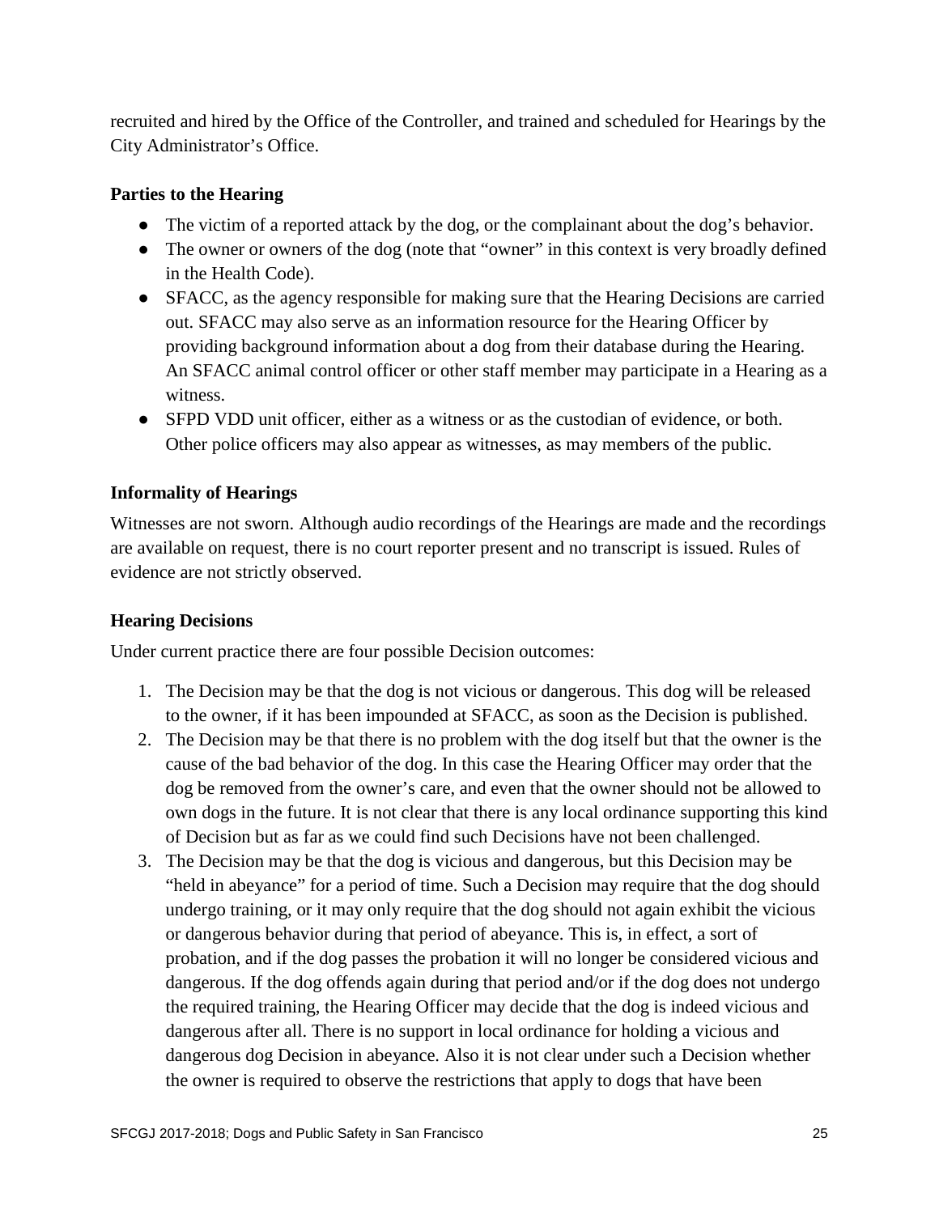recruited and hired by the Office of the Controller, and trained and scheduled for Hearings by the City Administrator's Office.

### Parties to the Hearing

- The victim of a reported attack by the dog, or the complainant about the dog's behavior.
- The owner or owners of the dog (note that "owner" in this context is very broadly defined in the Health Code).
- SFACC, as the agency responsible for making sure that the Hearing Decisions are carried out. SFACC may also serve as an information resource for the Hearing Officer by providing background information about a dog from their database during the Hearing. An SFACC animal control officer or other staff member may participate in a Hearing as a witness.
- SFPD VDD unit officer, either as a witness or as the custodian of evidence, or both. Other police officers may also appear as witnesses, as may members of the public.

### Informality of Hearings

Witnesses are not sworn. Although audio recordings of the Hearings are made and the recordings are available on request, there is no court reporter present and no transcript is issued. Rules of evidence are not strictly observed.

### Hearing Decisions

Under current practice there are four possible Decision outcomes:

1. The Decision may be that the dog is not vicious or dangerous. This dog will be released to the owner, if it has been impounded at SFACC, as soon as the Decision is published.
2. The Decision may be that there is no problem with the dog itself but that the owner is the cause of the bad behavior of the dog. In this case the Hearing Officer may order that the dog be removed from the owner's care, and even that the owner should not be allowed to own dogs in the future. It is not clear that there is any local ordinance supporting this kind of Decision but as far as we could find such Decisions have not been challenged.
3. The Decision may be that the dog is vicious and dangerous, but this Decision may be "held in abeyance" for a period of time. Such a Decision may require that the dog should undergo training, or it may only require that the dog should not again exhibit the vicious or dangerous behavior during that period of abeyance. This is, in effect, a sort of probation, and if the dog passes the probation it will no longer be considered vicious and dangerous. If the dog offends again during that period and/or if the dog does not undergo the required training, the Hearing Officer may decide that the dog is indeed vicious and dangerous after all. There is no support in local ordinance for holding a vicious and dangerous dog Decision in abeyance. Also it is not clear under such a Decision whether the owner is required to observe the restrictions that apply to dogs that have been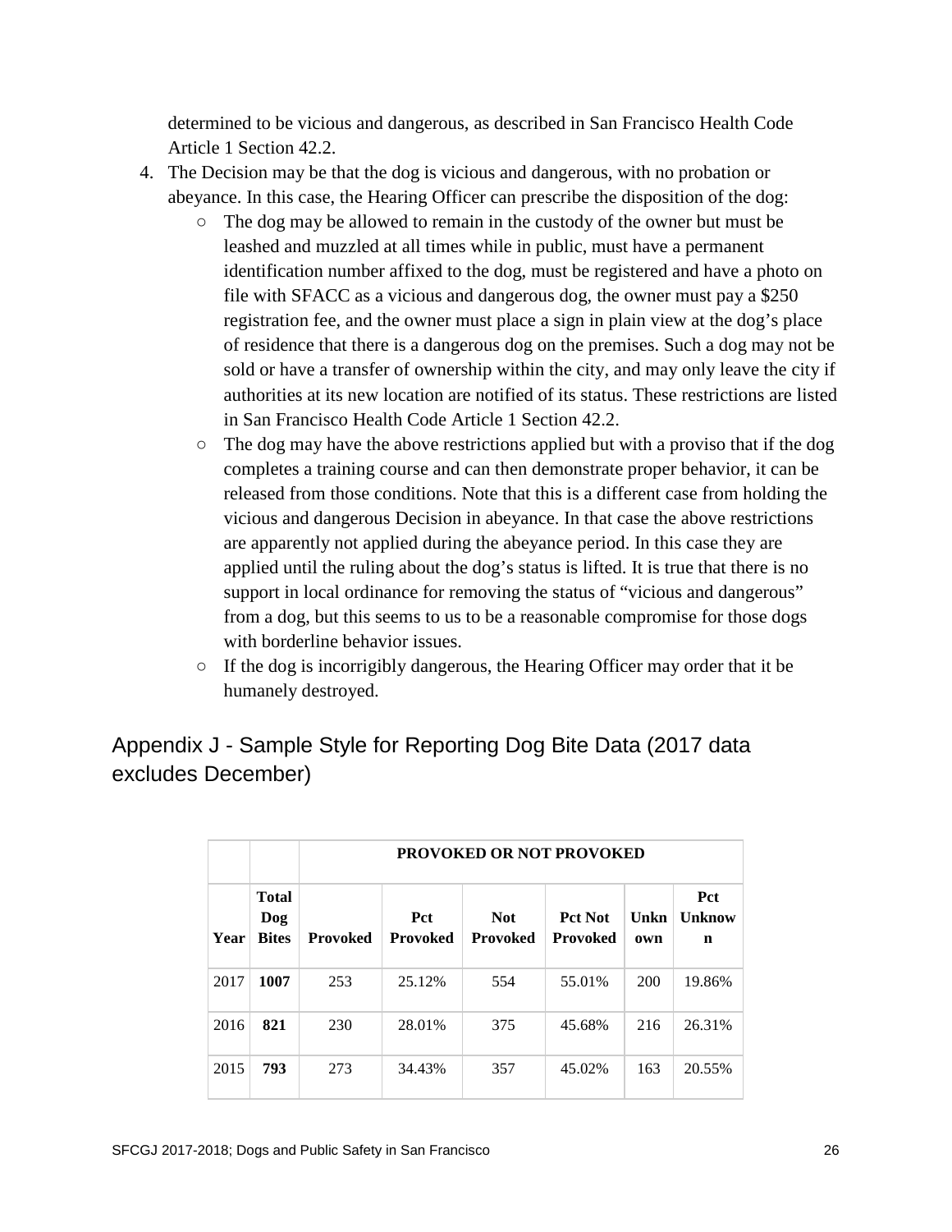determined to be vicious and dangerous, as described in San Francisco Health Code Article 1 Section 42.2.

4. The Decision may be that the dog is vicious and dangerous, with no probation or abeyance. In this case, the Hearing Officer can prescribe the disposition of the dog:
   - The dog may be allowed to remain in the custody of the owner but must be leashed and muzzled at all times while in public, must have a permanent identification number affixed to the dog, must be registered and have a photo on file with SFACC as a vicious and dangerous dog, the owner must pay a $250 registration fee, and the owner must place a sign in plain view at the dog's place of residence that there is a dangerous dog on the premises. Such a dog may not be sold or have a transfer of ownership within the city, and may only leave the city if authorities at its new location are notified of its status. These restrictions are listed in San Francisco Health Code Article 1 Section 42.2.
   - The dog may have the above restrictions applied but with a proviso that if the dog completes a training course and can then demonstrate proper behavior, it can be released from those conditions. Note that this is a different case from holding the vicious and dangerous Decision in abeyance. In that case the above restrictions are apparently not applied during the abeyance period. In this case they are applied until the ruling about the dog's status is lifted. It is true that there is no support in local ordinance for removing the status of "vicious and dangerous" from a dog, but this seems to us to be a reasonable compromise for those dogs with borderline behavior issues.
   - If the dog is incorrigibly dangerous, the Hearing Officer may order that it be humanely destroyed.

## Appendix J - Sample Style for Reporting Dog Bite Data (2017 data excludes December)

| | | **PROVOKED OR NOT PROVOKED** | | | | | |
|---|---|---|---|---|---|---|---|
| **Year** | **Total Dog Bites** | **Provoked** | **Pct Provoked** | **Not Provoked** | **Pct Not Provoked** | **Unknown** | **Pct Unknown** |
| 2017 | **1007** | 253 | 25.12% | 554 | 55.01% | 200 | 19.86% |
| 2016 | **821** | 230 | 28.01% | 375 | 45.68% | 216 | 26.31% |
| 2015 | **793** | 273 | 34.43% | 357 | 45.02% | 163 | 20.55% |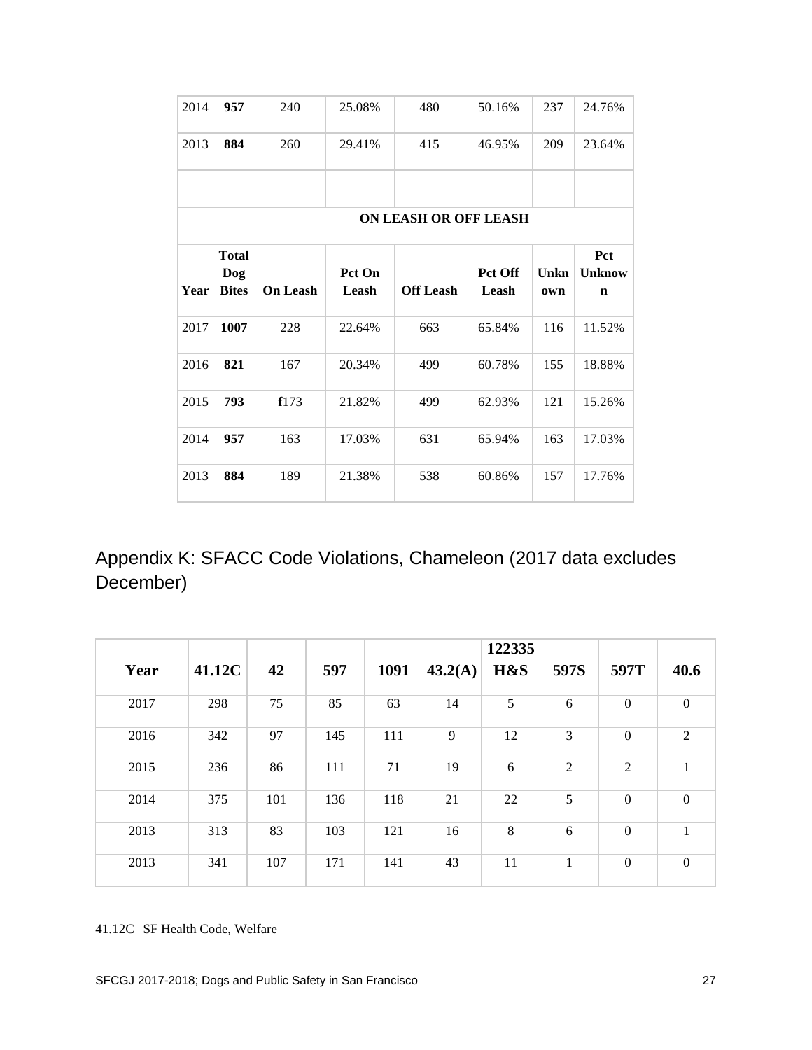| 2014 | **957** | 240 | 25.08% | 480 | 50.16% | 237 | 24.76% |
|---|---|---|---|---|---|---|---|
| 2013 | **884** | 260 | 29.41% | 415 | 46.95% | 209 | 23.64% |
| | | | | | | | |
| | | **ON LEASH OR OFF LEASH** | | | | | |
| **Year** | **Total Dog Bites** | **On Leash** | **Pct On Leash** | **Off Leash** | **Pct Off Leash** | **Unknown** | **Pct Unknown** |
| 2017 | **1007** | 228 | 22.64% | 663 | 65.84% | 116 | 11.52% |
| 2016 | **821** | 167 | 20.34% | 499 | 60.78% | 155 | 18.88% |
| 2015 | **793** | **f**173 | 21.82% | 499 | 62.93% | 121 | 15.26% |
| 2014 | **957** | 163 | 17.03% | 631 | 65.94% | 163 | 17.03% |
| 2013 | **884** | 189 | 21.38% | 538 | 60.86% | 157 | 17.76% |

## Appendix K: SFACC Code Violations, Chameleon (2017 data excludes December)

| Year | 41.12C | 42 | 597 | 1091 | 43.2(A) | 122335 H&S | 597S | 597T | 40.6 |
|---|---|---|---|---|---|---|---|---|---|
| 2017 | 298 | 75 | 85 | 63 | 14 | 5 | 6 | 0 | 0 |
| 2016 | 342 | 97 | 145 | 111 | 9 | 12 | 3 | 0 | 2 |
| 2015 | 236 | 86 | 111 | 71 | 19 | 6 | 2 | 2 | 1 |
| 2014 | 375 | 101 | 136 | 118 | 21 | 22 | 5 | 0 | 0 |
| 2013 | 313 | 83 | 103 | 121 | 16 | 8 | 6 | 0 | 1 |
| 2013 | 341 | 107 | 171 | 141 | 43 | 11 | 1 | 0 | 0 |

41.12C SF Health Code, Welfare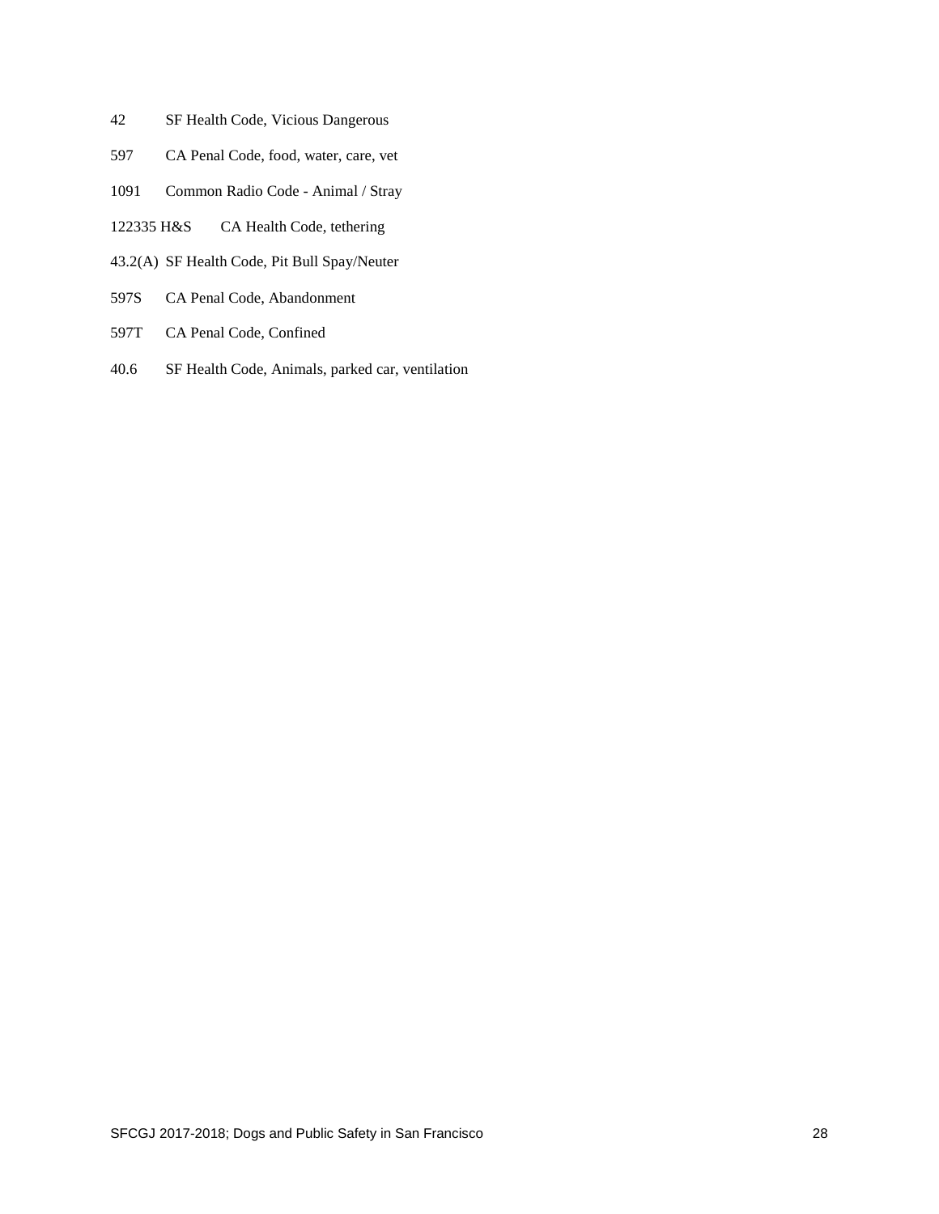42 SF Health Code, Vicious Dangerous

597 CA Penal Code, food, water, care, vet

1091 Common Radio Code - Animal / Stray

122335 H&S CA Health Code, tethering

43.2(A) SF Health Code, Pit Bull Spay/Neuter

597S CA Penal Code, Abandonment

597T CA Penal Code, Confined

40.6 SF Health Code, Animals, parked car, ventilation